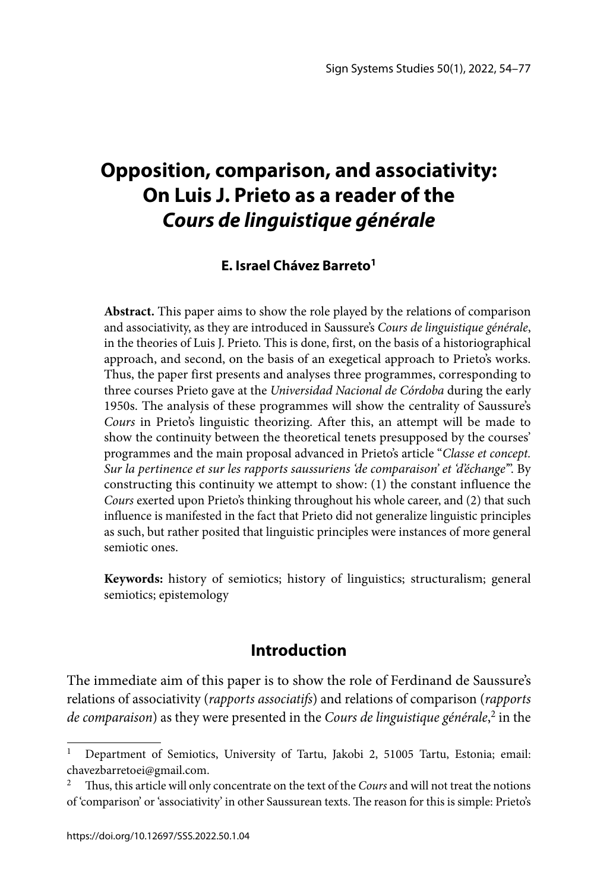# Opposition, comparison, and associativity: On Luis J. Prieto as a reader of the *Cours de linguistique générale*

**E. Israel Chávez Barreto**[1]

**Abstract.** This paper aims to show the role played by the relations of comparison and associativity, as they are introduced in Saussure's *Cours de linguistique générale*, in the theories of Luis J. Prieto. This is done, first, on the basis of a historiographical approach, and second, on the basis of an exegetical approach to Prieto's works. Thus, the paper first presents and analyses three programmes, corresponding to three courses Prieto gave at the *Universidad Nacional de Córdoba* during the early 1950s. The analysis of these programmes will show the centrality of Saussure's *Cours* in Prieto's linguistic theorizing. After this, an attempt will be made to show the continuity between the theoretical tenets presupposed by the courses' programmes and the main proposal advanced in Prieto's article "*Classe et concept. Sur la pertinence et sur les rapports saussuriens 'de comparaison' et 'd'échange'*". By constructing this continuity we attempt to show: (1) the constant influence the *Cours* exerted upon Prieto's thinking throughout his whole career, and (2) that such influence is manifested in the fact that Prieto did not generalize linguistic principles as such, but rather posited that linguistic principles were instances of more general semiotic ones.

**Keywords:** history of semiotics; history of linguistics; structuralism; general semiotics; epistemology

## Introduction

The immediate aim of this paper is to show the role of Ferdinand de Saussure's relations of associativity (*rapports associatifs*) and relations of comparison (*rapports de comparaison*) as they were presented in the *Cours de linguistique générale*,[2] in the

---

[1] Department of Semiotics, University of Tartu, Jakobi 2, 51005 Tartu, Estonia; email: chavezbarretoei@gmail.com.

[2] Thus, this article will only concentrate on the text of the *Cours* and will not treat the notions of 'comparison' or 'associativity' in other Saussurean texts. The reason for this is simple: Prieto's

https://doi.org/10.12697/SSS.2022.50.1.04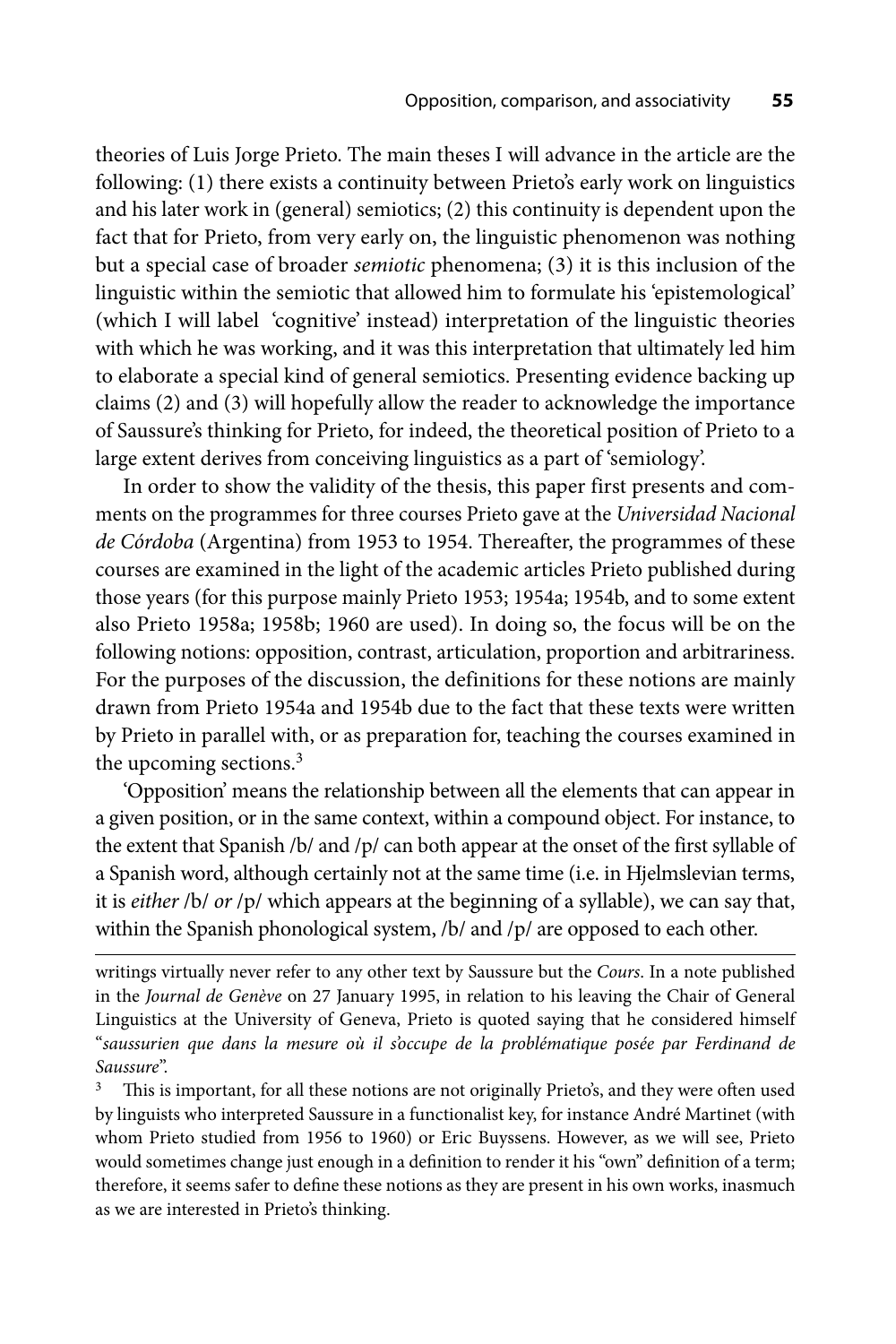theories of Luis Jorge Prieto. The main theses I will advance in the article are the following: (1) there exists a continuity between Prieto's early work on linguistics and his later work in (general) semiotics; (2) this continuity is dependent upon the fact that for Prieto, from very early on, the linguistic phenomenon was nothing but a special case of broader *semiotic* phenomena; (3) it is this inclusion of the linguistic within the semiotic that allowed him to formulate his 'epistemological' (which I will label 'cognitive' instead) interpretation of the linguistic theories with which he was working, and it was this interpretation that ultimately led him to elaborate a special kind of general semiotics. Presenting evidence backing up claims (2) and (3) will hopefully allow the reader to acknowledge the importance of Saussure's thinking for Prieto, for indeed, the theoretical position of Prieto to a large extent derives from conceiving linguistics as a part of 'semiology'.

In order to show the validity of the thesis, this paper first presents and comments on the programmes for three courses Prieto gave at the *Universidad Nacional de Córdoba* (Argentina) from 1953 to 1954. Thereafter, the programmes of these courses are examined in the light of the academic articles Prieto published during those years (for this purpose mainly Prieto 1953; 1954a; 1954b, and to some extent also Prieto 1958a; 1958b; 1960 are used). In doing so, the focus will be on the following notions: opposition, contrast, articulation, proportion and arbitrariness. For the purposes of the discussion, the definitions for these notions are mainly drawn from Prieto 1954a and 1954b due to the fact that these texts were written by Prieto in parallel with, or as preparation for, teaching the courses examined in the upcoming sections.[3]

'Opposition' means the relationship between all the elements that can appear in a given position, or in the same context, within a compound object. For instance, to the extent that Spanish /b/ and /p/ can both appear at the onset of the first syllable of a Spanish word, although certainly not at the same time (i.e. in Hjelmslevian terms, it is *either* /b/ *or* /p/ which appears at the beginning of a syllable), we can say that, within the Spanish phonological system, /b/ and /p/ are opposed to each other.

---

writings virtually never refer to any other text by Saussure but the *Cours*. In a note published in the *Journal de Genève* on 27 January 1995, in relation to his leaving the Chair of General Linguistics at the University of Geneva, Prieto is quoted saying that he considered himself "*saussurien que dans la mesure où il s'occupe de la problématique posée par Ferdinand de Saussure*".

[3] This is important, for all these notions are not originally Prieto's, and they were often used by linguists who interpreted Saussure in a functionalist key, for instance André Martinet (with whom Prieto studied from 1956 to 1960) or Eric Buyssens. However, as we will see, Prieto would sometimes change just enough in a definition to render it his "own" definition of a term; therefore, it seems safer to define these notions as they are present in his own works, inasmuch as we are interested in Prieto's thinking.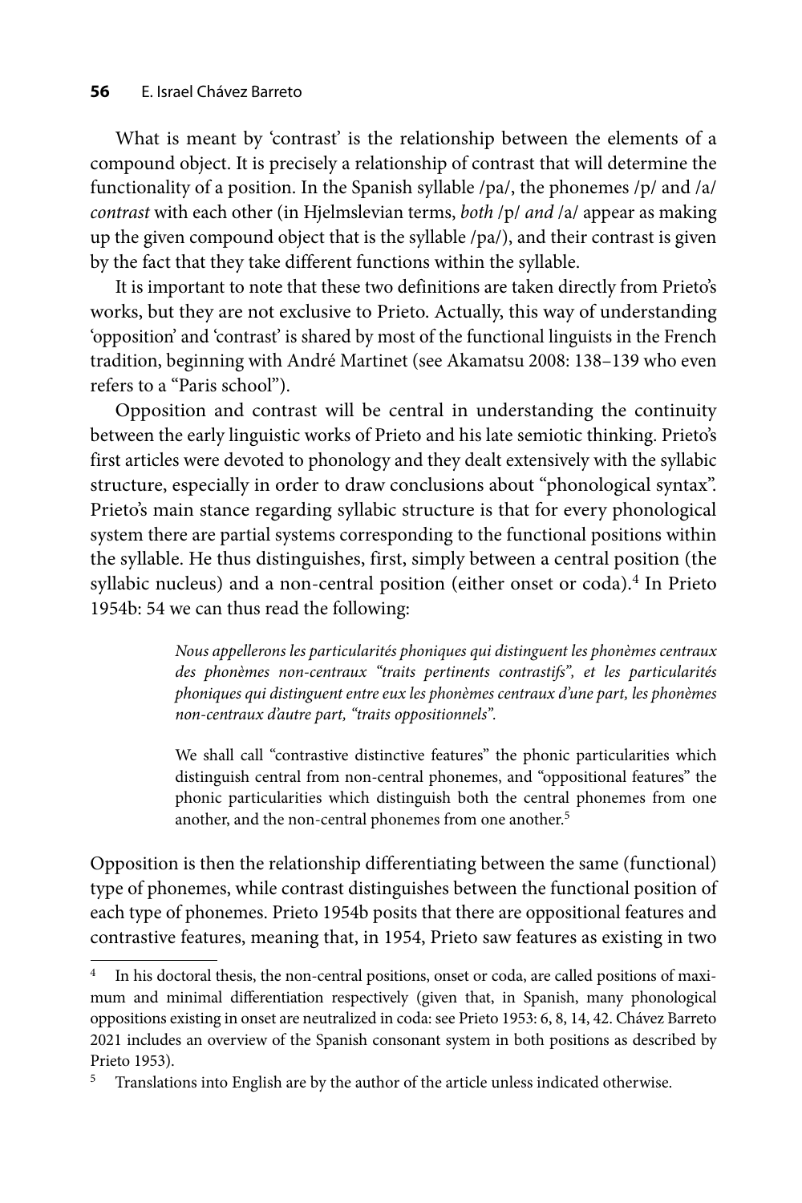What is meant by 'contrast' is the relationship between the elements of a compound object. It is precisely a relationship of contrast that will determine the functionality of a position. In the Spanish syllable /pa/, the phonemes /p/ and /a/ *contrast* with each other (in Hjelmslevian terms, *both* /p/ *and* /a/ appear as making up the given compound object that is the syllable /pa/), and their contrast is given by the fact that they take different functions within the syllable.

It is important to note that these two definitions are taken directly from Prieto's works, but they are not exclusive to Prieto. Actually, this way of understanding 'opposition' and 'contrast' is shared by most of the functional linguists in the French tradition, beginning with André Martinet (see Akamatsu 2008: 138–139 who even refers to a "Paris school").

Opposition and contrast will be central in understanding the continuity between the early linguistic works of Prieto and his late semiotic thinking. Prieto's first articles were devoted to phonology and they dealt extensively with the syllabic structure, especially in order to draw conclusions about "phonological syntax". Prieto's main stance regarding syllabic structure is that for every phonological system there are partial systems corresponding to the functional positions within the syllable. He thus distinguishes, first, simply between a central position (the syllabic nucleus) and a non-central position (either onset or coda).[4] In Prieto 1954b: 54 we can thus read the following:

> *Nous appellerons les particularités phoniques qui distinguent les phonèmes centraux des phonèmes non-centraux "traits pertinents contrastifs", et les particularités phoniques qui distinguent entre eux les phonèmes centraux d'une part, les phonèmes non-centraux d'autre part, "traits oppositionnels".*
>
> We shall call "contrastive distinctive features" the phonic particularities which distinguish central from non-central phonemes, and "oppositional features" the phonic particularities which distinguish both the central phonemes from one another, and the non-central phonemes from one another.[5]

Opposition is then the relationship differentiating between the same (functional) type of phonemes, while contrast distinguishes between the functional position of each type of phonemes. Prieto 1954b posits that there are oppositional features and contrastive features, meaning that, in 1954, Prieto saw features as existing in two

---

[4] In his doctoral thesis, the non-central positions, onset or coda, are called positions of maximum and minimal differentiation respectively (given that, in Spanish, many phonological oppositions existing in onset are neutralized in coda: see Prieto 1953: 6, 8, 14, 42. Chávez Barreto 2021 includes an overview of the Spanish consonant system in both positions as described by Prieto 1953).

[5] Translations into English are by the author of the article unless indicated otherwise.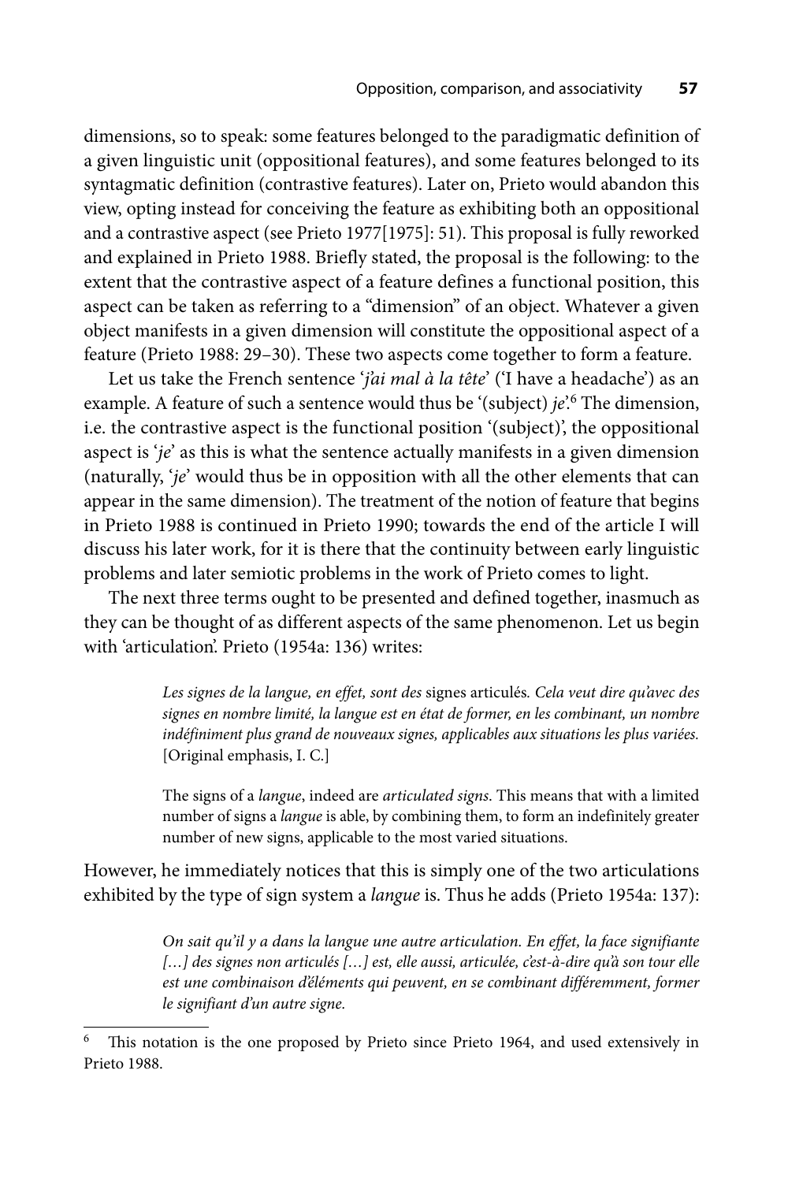dimensions, so to speak: some features belonged to the paradigmatic definition of a given linguistic unit (oppositional features), and some features belonged to its syntagmatic definition (contrastive features). Later on, Prieto would abandon this view, opting instead for conceiving the feature as exhibiting both an oppositional and a contrastive aspect (see Prieto 1977[1975]: 51). This proposal is fully reworked and explained in Prieto 1988. Briefly stated, the proposal is the following: to the extent that the contrastive aspect of a feature defines a functional position, this aspect can be taken as referring to a "dimension" of an object. Whatever a given object manifests in a given dimension will constitute the oppositional aspect of a feature (Prieto 1988: 29–30). These two aspects come together to form a feature.

Let us take the French sentence '*j'ai mal à la tête*' ('I have a headache') as an example. A feature of such a sentence would thus be '(subject) *je*'.[6] The dimension, i.e. the contrastive aspect is the functional position '(subject)', the oppositional aspect is '*je*' as this is what the sentence actually manifests in a given dimension (naturally, '*je*' would thus be in opposition with all the other elements that can appear in the same dimension). The treatment of the notion of feature that begins in Prieto 1988 is continued in Prieto 1990; towards the end of the article I will discuss his later work, for it is there that the continuity between early linguistic problems and later semiotic problems in the work of Prieto comes to light.

The next three terms ought to be presented and defined together, inasmuch as they can be thought of as different aspects of the same phenomenon. Let us begin with 'articulation'. Prieto (1954a: 136) writes:

> *Les signes de la langue, en effet, sont des* signes articulés*. Cela veut dire qu'avec des signes en nombre limité, la langue est en état de former, en les combinant, un nombre indéfiniment plus grand de nouveaux signes, applicables aux situations les plus variées.* [Original emphasis, I. C.]

> The signs of a *langue*, indeed are *articulated signs*. This means that with a limited number of signs a *langue* is able, by combining them, to form an indefinitely greater number of new signs, applicable to the most varied situations.

However, he immediately notices that this is simply one of the two articulations exhibited by the type of sign system a *langue* is. Thus he adds (Prieto 1954a: 137):

> *On sait qu'il y a dans la langue une autre articulation. En effet, la face signifiante […] des signes non articulés […] est, elle aussi, articulée, c'est-à-dire qu'à son tour elle est une combinaison d'éléments qui peuvent, en se combinant différemment, former le signifiant d'un autre signe.*

[6] This notation is the one proposed by Prieto since Prieto 1964, and used extensively in Prieto 1988.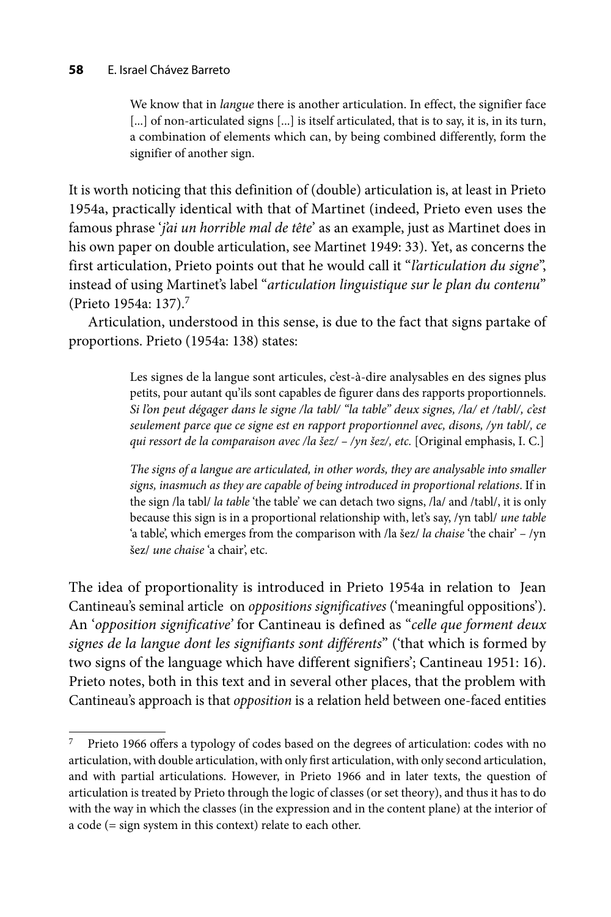> We know that in *langue* there is another articulation. In effect, the signifier face [...] of non-articulated signs [...] is itself articulated, that is to say, it is, in its turn, a combination of elements which can, by being combined differently, form the signifier of another sign.

It is worth noticing that this definition of (double) articulation is, at least in Prieto 1954a, practically identical with that of Martinet (indeed, Prieto even uses the famous phrase '*j'ai un horrible mal de tête*' as an example, just as Martinet does in his own paper on double articulation, see Martinet 1949: 33). Yet, as concerns the first articulation, Prieto points out that he would call it "*l'articulation du signe*", instead of using Martinet's label "*articulation linguistique sur le plan du contenu*" (Prieto 1954a: 137).[7]

Articulation, understood in this sense, is due to the fact that signs partake of proportions. Prieto (1954a: 138) states:

> Les signes de la langue sont articules, c'est-à-dire analysables en des signes plus petits, pour autant qu'ils sont capables de figurer dans des rapports proportionnels. *Si l'on peut dégager dans le signe /la tabl/ "la table" deux signes, /la/ et /tabl/, c'est seulement parce que ce signe est en rapport proportionnel avec, disons, /yn tabl/, ce qui ressort de la comparaison avec /la šez/ – /yn šez/, etc.* [Original emphasis, I. C.]
>
> *The signs of a langue are articulated, in other words, they are analysable into smaller signs, inasmuch as they are capable of being introduced in proportional relations*. If in the sign /la tabl/ *la table* 'the table' we can detach two signs, /la/ and /tabl/, it is only because this sign is in a proportional relationship with, let's say, /yn tabl/ *une table* 'a table', which emerges from the comparison with /la šez/ *la chaise* 'the chair' – /yn šez/ *une chaise* 'a chair', etc.

The idea of proportionality is introduced in Prieto 1954a in relation to Jean Cantineau's seminal article on *oppositions significatives* ('meaningful oppositions'). An '*opposition significative*' for Cantineau is defined as "*celle que forment deux signes de la langue dont les signifiants sont différents*" ('that which is formed by two signs of the language which have different signifiers'; Cantineau 1951: 16). Prieto notes, both in this text and in several other places, that the problem with Cantineau's approach is that *opposition* is a relation held between one-faced entities

---

[7] Prieto 1966 offers a typology of codes based on the degrees of articulation: codes with no articulation, with double articulation, with only first articulation, with only second articulation, and with partial articulations. However, in Prieto 1966 and in later texts, the question of articulation is treated by Prieto through the logic of classes (or set theory), and thus it has to do with the way in which the classes (in the expression and in the content plane) at the interior of a code (= sign system in this context) relate to each other.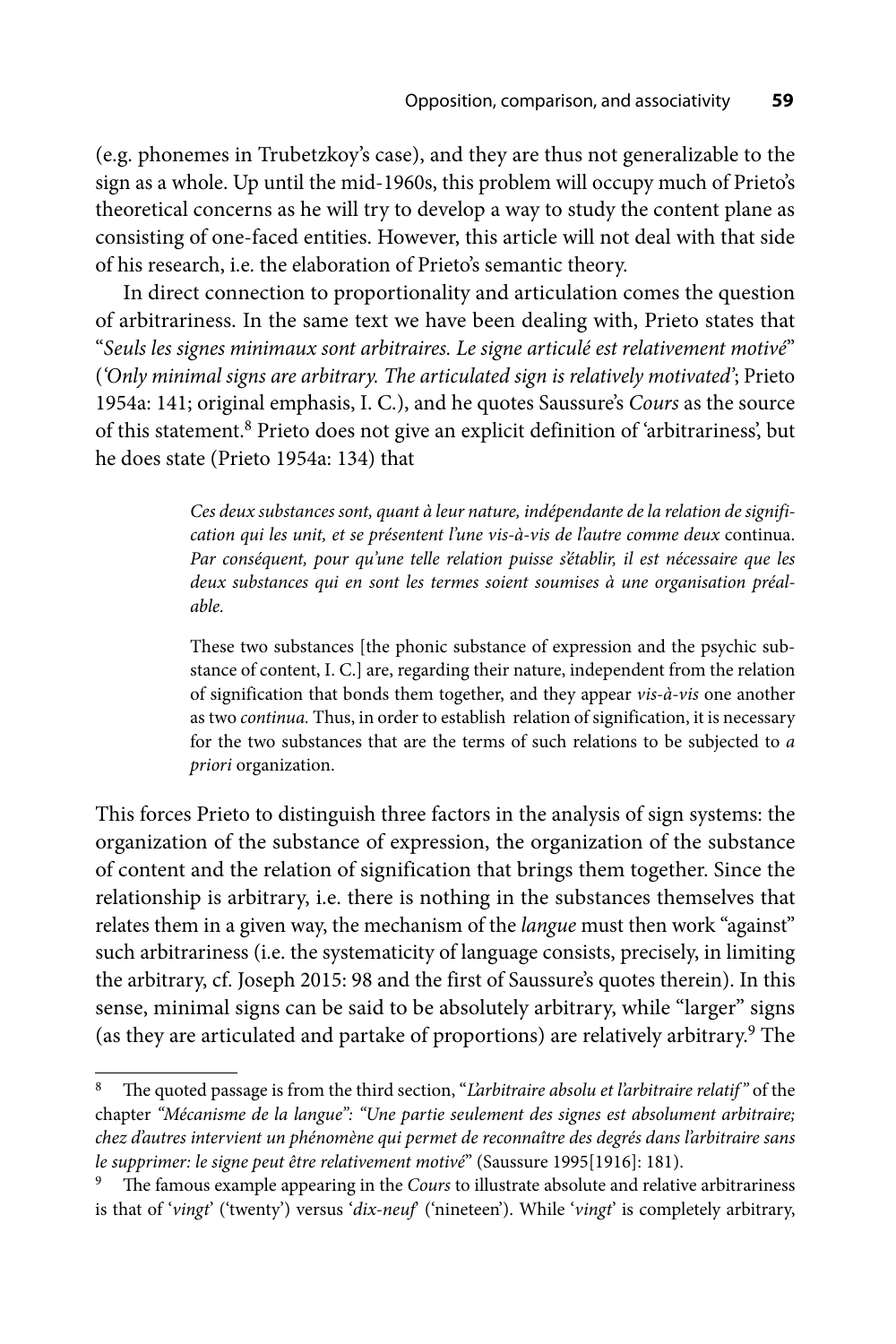(e.g. phonemes in Trubetzkoy's case), and they are thus not generalizable to the sign as a whole. Up until the mid-1960s, this problem will occupy much of Prieto's theoretical concerns as he will try to develop a way to study the content plane as consisting of one-faced entities. However, this article will not deal with that side of his research, i.e. the elaboration of Prieto's semantic theory.

In direct connection to proportionality and articulation comes the question of arbitrariness. In the same text we have been dealing with, Prieto states that "*Seuls les signes minimaux sont arbitraires. Le signe articulé est relativement motivé*" (*'Only minimal signs are arbitrary. The articulated sign is relatively motivated'*; Prieto 1954a: 141; original emphasis, I. C.), and he quotes Saussure's *Cours* as the source of this statement.[8] Prieto does not give an explicit definition of 'arbitrariness', but he does state (Prieto 1954a: 134) that

> *Ces deux substances sont, quant à leur nature, indépendante de la relation de signification qui les unit, et se présentent l'une vis-à-vis de l'autre comme deux* continua. *Par conséquent, pour qu'une telle relation puisse s'établir, il est nécessaire que les deux substances qui en sont les termes soient soumises à une organisation préalable.*
>
> These two substances [the phonic substance of expression and the psychic substance of content, I. C.] are, regarding their nature, independent from the relation of signification that bonds them together, and they appear *vis-à-vis* one another as two *continua*. Thus, in order to establish relation of signification, it is necessary for the two substances that are the terms of such relations to be subjected to *a priori* organization.

This forces Prieto to distinguish three factors in the analysis of sign systems: the organization of the substance of expression, the organization of the substance of content and the relation of signification that brings them together. Since the relationship is arbitrary, i.e. there is nothing in the substances themselves that relates them in a given way, the mechanism of the *langue* must then work "against" such arbitrariness (i.e. the systematicity of language consists, precisely, in limiting the arbitrary, cf. Joseph 2015: 98 and the first of Saussure's quotes therein). In this sense, minimal signs can be said to be absolutely arbitrary, while "larger" signs (as they are articulated and partake of proportions) are relatively arbitrary.[9] The

---

[8] The quoted passage is from the third section, "*L'arbitraire absolu et l'arbitraire relatif*" of the chapter *"Mécanisme de la langue"*: *"Une partie seulement des signes est absolument arbitraire; chez d'autres intervient un phénomène qui permet de reconnaître des degrés dans l'arbitraire sans le supprimer: le signe peut être relativement motivé*" (Saussure 1995[1916]: 181).

[9] The famous example appearing in the *Cours* to illustrate absolute and relative arbitrariness is that of '*vingt*' ('twenty') versus '*dix-neuf*' ('nineteen'). While '*vingt*' is completely arbitrary,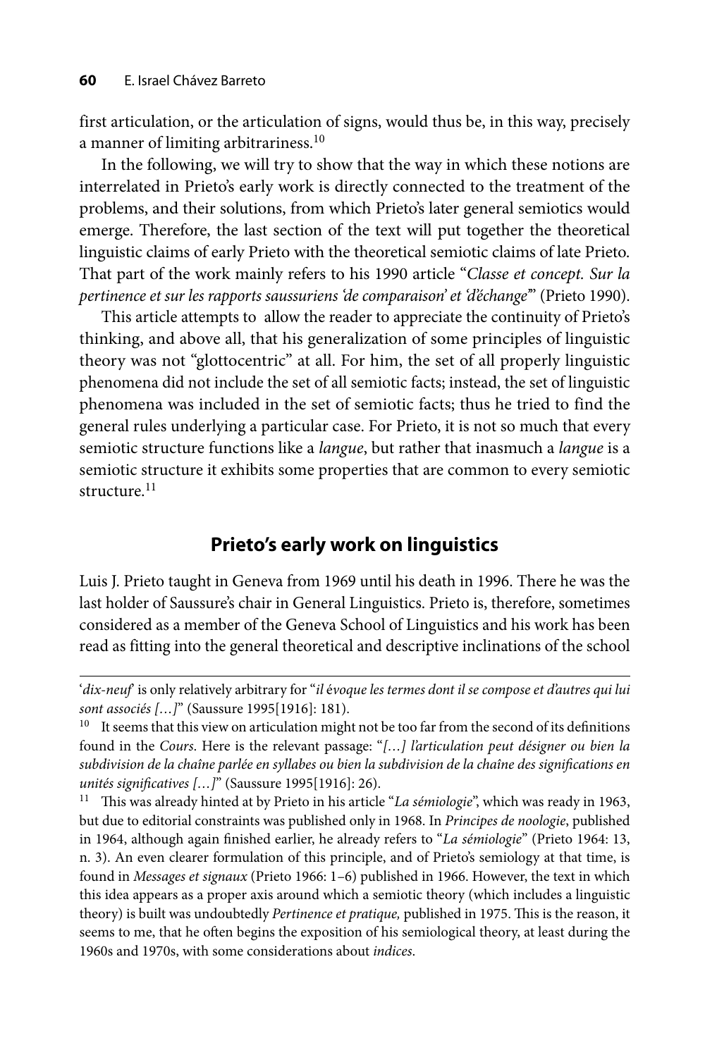first articulation, or the articulation of signs, would thus be, in this way, precisely a manner of limiting arbitrariness.[10]

In the following, we will try to show that the way in which these notions are interrelated in Prieto's early work is directly connected to the treatment of the problems, and their solutions, from which Prieto's later general semiotics would emerge. Therefore, the last section of the text will put together the theoretical linguistic claims of early Prieto with the theoretical semiotic claims of late Prieto. That part of the work mainly refers to his 1990 article "*Classe et concept. Sur la pertinence et sur les rapports saussuriens 'de comparaison' et 'd'échange'*" (Prieto 1990).

This article attempts to allow the reader to appreciate the continuity of Prieto's thinking, and above all, that his generalization of some principles of linguistic theory was not "glottocentric" at all. For him, the set of all properly linguistic phenomena did not include the set of all semiotic facts; instead, the set of linguistic phenomena was included in the set of semiotic facts; thus he tried to find the general rules underlying a particular case. For Prieto, it is not so much that every semiotic structure functions like a *langue*, but rather that inasmuch a *langue* is a semiotic structure it exhibits some properties that are common to every semiotic structure.[11]

## Prieto's early work on linguistics

Luis J. Prieto taught in Geneva from 1969 until his death in 1996. There he was the last holder of Saussure's chair in General Linguistics. Prieto is, therefore, sometimes considered as a member of the Geneva School of Linguistics and his work has been read as fitting into the general theoretical and descriptive inclinations of the school

---

'*dix-neuf*' is only relatively arbitrary for "*il évoque les termes dont il se compose et d'autres qui lui sont associés […]*" (Saussure 1995[1916]: 181).

[10] It seems that this view on articulation might not be too far from the second of its definitions found in the *Cours*. Here is the relevant passage: "*[…] l'articulation peut désigner ou bien la subdivision de la chaîne parlée en syllabes ou bien la subdivision de la chaîne des significations en unités significatives […]*" (Saussure 1995[1916]: 26).

[11] This was already hinted at by Prieto in his article "*La sémiologie*", which was ready in 1963, but due to editorial constraints was published only in 1968. In *Principes de noologie*, published in 1964, although again finished earlier, he already refers to "*La sémiologie*" (Prieto 1964: 13, n. 3). An even clearer formulation of this principle, and of Prieto's semiology at that time, is found in *Messages et signaux* (Prieto 1966: 1–6) published in 1966. However, the text in which this idea appears as a proper axis around which a semiotic theory (which includes a linguistic theory) is built was undoubtedly *Pertinence et pratique,* published in 1975. This is the reason, it seems to me, that he often begins the exposition of his semiological theory, at least during the 1960s and 1970s, with some considerations about *indices*.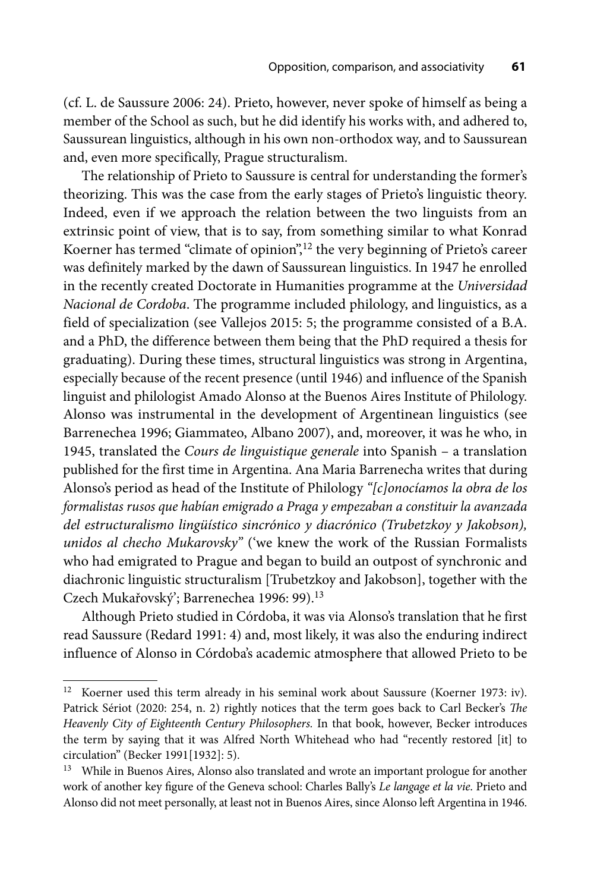(cf. L. de Saussure 2006: 24). Prieto, however, never spoke of himself as being a member of the School as such, but he did identify his works with, and adhered to, Saussurean linguistics, although in his own non-orthodox way, and to Saussurean and, even more specifically, Prague structuralism.

The relationship of Prieto to Saussure is central for understanding the former's theorizing. This was the case from the early stages of Prieto's linguistic theory. Indeed, even if we approach the relation between the two linguists from an extrinsic point of view, that is to say, from something similar to what Konrad Koerner has termed "climate of opinion",[12] the very beginning of Prieto's career was definitely marked by the dawn of Saussurean linguistics. In 1947 he enrolled in the recently created Doctorate in Humanities programme at the *Universidad Nacional de Cordoba*. The programme included philology, and linguistics, as a field of specialization (see Vallejos 2015: 5; the programme consisted of a B.A. and a PhD, the difference between them being that the PhD required a thesis for graduating). During these times, structural linguistics was strong in Argentina, especially because of the recent presence (until 1946) and influence of the Spanish linguist and philologist Amado Alonso at the Buenos Aires Institute of Philology. Alonso was instrumental in the development of Argentinean linguistics (see Barrenechea 1996; Giammateo, Albano 2007), and, moreover, it was he who, in 1945, translated the *Cours de linguistique generale* into Spanish – a translation published for the first time in Argentina. Ana Maria Barrenecha writes that during Alonso's period as head of the Institute of Philology *"[c]onocíamos la obra de los formalistas rusos que habían emigrado a Praga y empezaban a constituir la avanzada del estructuralismo lingüístico sincrónico y diacrónico (Trubetzkoy y Jakobson), unidos al checho Mukarovsky"* ('we knew the work of the Russian Formalists who had emigrated to Prague and began to build an outpost of synchronic and diachronic linguistic structuralism [Trubetzkoy and Jakobson], together with the Czech Mukařovský'; Barrenechea 1996: 99).[13]

Although Prieto studied in Córdoba, it was via Alonso's translation that he first read Saussure (Redard 1991: 4) and, most likely, it was also the enduring indirect influence of Alonso in Córdoba's academic atmosphere that allowed Prieto to be

---

[12] Koerner used this term already in his seminal work about Saussure (Koerner 1973: iv). Patrick Sériot (2020: 254, n. 2) rightly notices that the term goes back to Carl Becker's *The Heavenly City of Eighteenth Century Philosophers.* In that book, however, Becker introduces the term by saying that it was Alfred North Whitehead who had "recently restored [it] to circulation" (Becker 1991[1932]: 5).

[13] While in Buenos Aires, Alonso also translated and wrote an important prologue for another work of another key figure of the Geneva school: Charles Bally's *Le langage et la vie*. Prieto and Alonso did not meet personally, at least not in Buenos Aires, since Alonso left Argentina in 1946.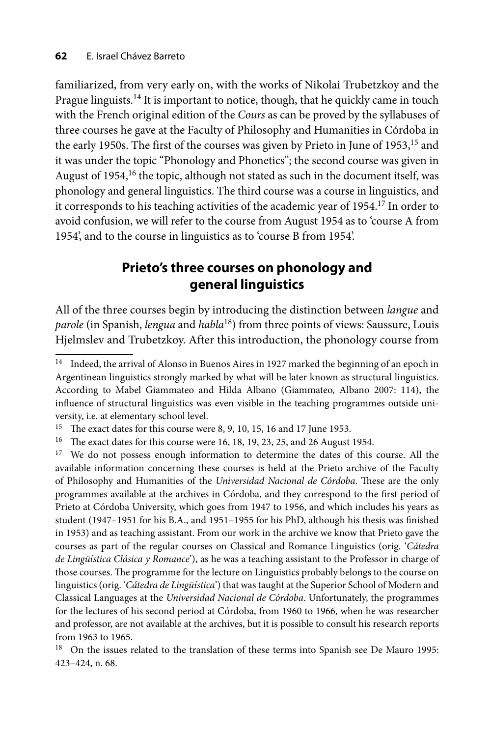familiarized, from very early on, with the works of Nikolai Trubetzkoy and the Prague linguists.[14] It is important to notice, though, that he quickly came in touch with the French original edition of the *Cours* as can be proved by the syllabuses of three courses he gave at the Faculty of Philosophy and Humanities in Córdoba in the early 1950s. The first of the courses was given by Prieto in June of 1953,[15] and it was under the topic "Phonology and Phonetics"; the second course was given in August of 1954,[16] the topic, although not stated as such in the document itself, was phonology and general linguistics. The third course was a course in linguistics, and it corresponds to his teaching activities of the academic year of 1954.[17] In order to avoid confusion, we will refer to the course from August 1954 as to 'course A from 1954', and to the course in linguistics as to 'course B from 1954'.

## Prieto's three courses on phonology and general linguistics

All of the three courses begin by introducing the distinction between *langue* and *parole* (in Spanish, *lengua* and *habla*[18]) from three points of views: Saussure, Louis Hjelmslev and Trubetzkoy. After this introduction, the phonology course from

---

[14] Indeed, the arrival of Alonso in Buenos Aires in 1927 marked the beginning of an epoch in Argentinean linguistics strongly marked by what will be later known as structural linguistics. According to Mabel Giammateo and Hilda Albano (Giammateo, Albano 2007: 114), the influence of structural linguistics was even visible in the teaching programmes outside university, i.e. at elementary school level.

[15] The exact dates for this course were 8, 9, 10, 15, 16 and 17 June 1953.

[16] The exact dates for this course were 16, 18, 19, 23, 25, and 26 August 1954.

[17] We do not possess enough information to determine the dates of this course. All the available information concerning these courses is held at the Prieto archive of the Faculty of Philosophy and Humanities of the *Universidad Nacional de Córdoba*. These are the only programmes available at the archives in Córdoba, and they correspond to the first period of Prieto at Córdoba University, which goes from 1947 to 1956, and which includes his years as student (1947–1951 for his B.A., and 1951–1955 for his PhD, although his thesis was finished in 1953) and as teaching assistant. From our work in the archive we know that Prieto gave the courses as part of the regular courses on Classical and Romance Linguistics (orig. '*Cátedra de Lingüística Clásica y Romance*'), as he was a teaching assistant to the Professor in charge of those courses. The programme for the lecture on Linguistics probably belongs to the course on linguistics (orig. '*Cátedra de Lingüística*') that was taught at the Superior School of Modern and Classical Languages at the *Universidad Nacional de Córdoba*. Unfortunately, the programmes for the lectures of his second period at Córdoba, from 1960 to 1966, when he was researcher and professor, are not available at the archives, but it is possible to consult his research reports from 1963 to 1965.

[18] On the issues related to the translation of these terms into Spanish see De Mauro 1995: 423–424, n. 68.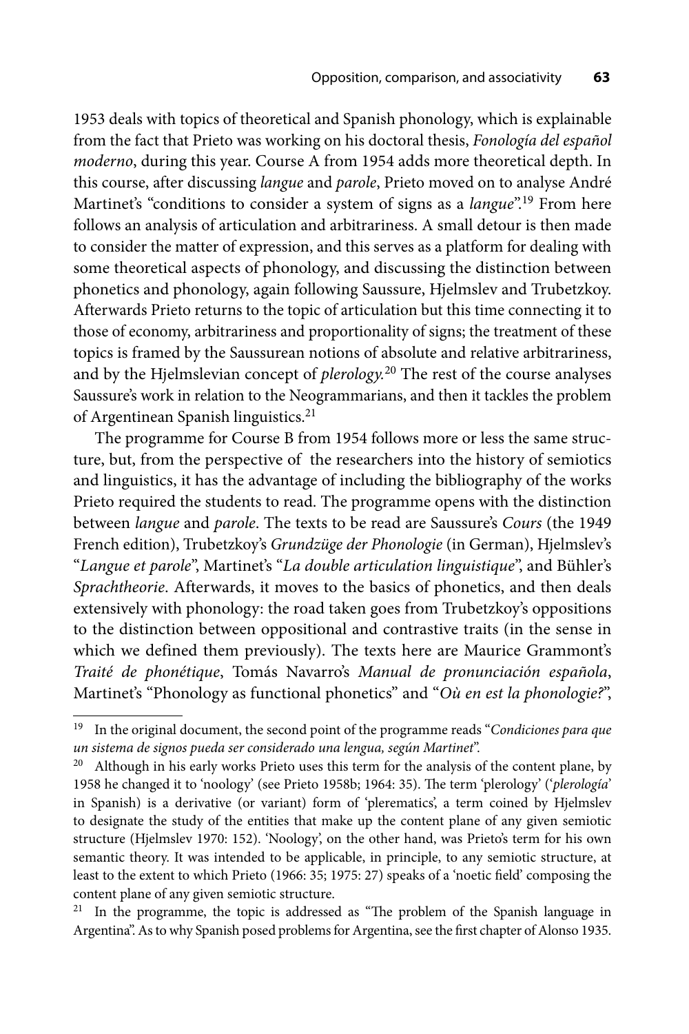1953 deals with topics of theoretical and Spanish phonology, which is explainable from the fact that Prieto was working on his doctoral thesis, *Fonología del español moderno*, during this year. Course A from 1954 adds more theoretical depth. In this course, after discussing *langue* and *parole*, Prieto moved on to analyse André Martinet's "conditions to consider a system of signs as a *langue*".[19] From here follows an analysis of articulation and arbitrariness. A small detour is then made to consider the matter of expression, and this serves as a platform for dealing with some theoretical aspects of phonology, and discussing the distinction between phonetics and phonology, again following Saussure, Hjelmslev and Trubetzkoy. Afterwards Prieto returns to the topic of articulation but this time connecting it to those of economy, arbitrariness and proportionality of signs; the treatment of these topics is framed by the Saussurean notions of absolute and relative arbitrariness, and by the Hjelmslevian concept of *plerology.*[20] The rest of the course analyses Saussure's work in relation to the Neogrammarians, and then it tackles the problem of Argentinean Spanish linguistics.[21]

The programme for Course B from 1954 follows more or less the same structure, but, from the perspective of the researchers into the history of semiotics and linguistics, it has the advantage of including the bibliography of the works Prieto required the students to read. The programme opens with the distinction between *langue* and *parole*. The texts to be read are Saussure's *Cours* (the 1949 French edition), Trubetzkoy's *Grundzüge der Phonologie* (in German), Hjelmslev's "*Langue et parole*", Martinet's "*La double articulation linguistique*", and Bühler's *Sprachtheorie*. Afterwards, it moves to the basics of phonetics, and then deals extensively with phonology: the road taken goes from Trubetzkoy's oppositions to the distinction between oppositional and contrastive traits (in the sense in which we defined them previously). The texts here are Maurice Grammont's *Traité de phonétique*, Tomás Navarro's *Manual de pronunciación española*, Martinet's "Phonology as functional phonetics" and "*Où en est la phonologie?*",

---

[19] In the original document, the second point of the programme reads "*Condiciones para que un sistema de signos pueda ser considerado una lengua, según Martinet*".

[20] Although in his early works Prieto uses this term for the analysis of the content plane, by 1958 he changed it to 'noology' (see Prieto 1958b; 1964: 35). The term 'plerology' ('*plerología*' in Spanish) is a derivative (or variant) form of 'plerematics', a term coined by Hjelmslev to designate the study of the entities that make up the content plane of any given semiotic structure (Hjelmslev 1970: 152). 'Noology', on the other hand, was Prieto's term for his own semantic theory. It was intended to be applicable, in principle, to any semiotic structure, at least to the extent to which Prieto (1966: 35; 1975: 27) speaks of a 'noetic field' composing the content plane of any given semiotic structure.

[21] In the programme, the topic is addressed as "The problem of the Spanish language in Argentina". As to why Spanish posed problems for Argentina, see the first chapter of Alonso 1935.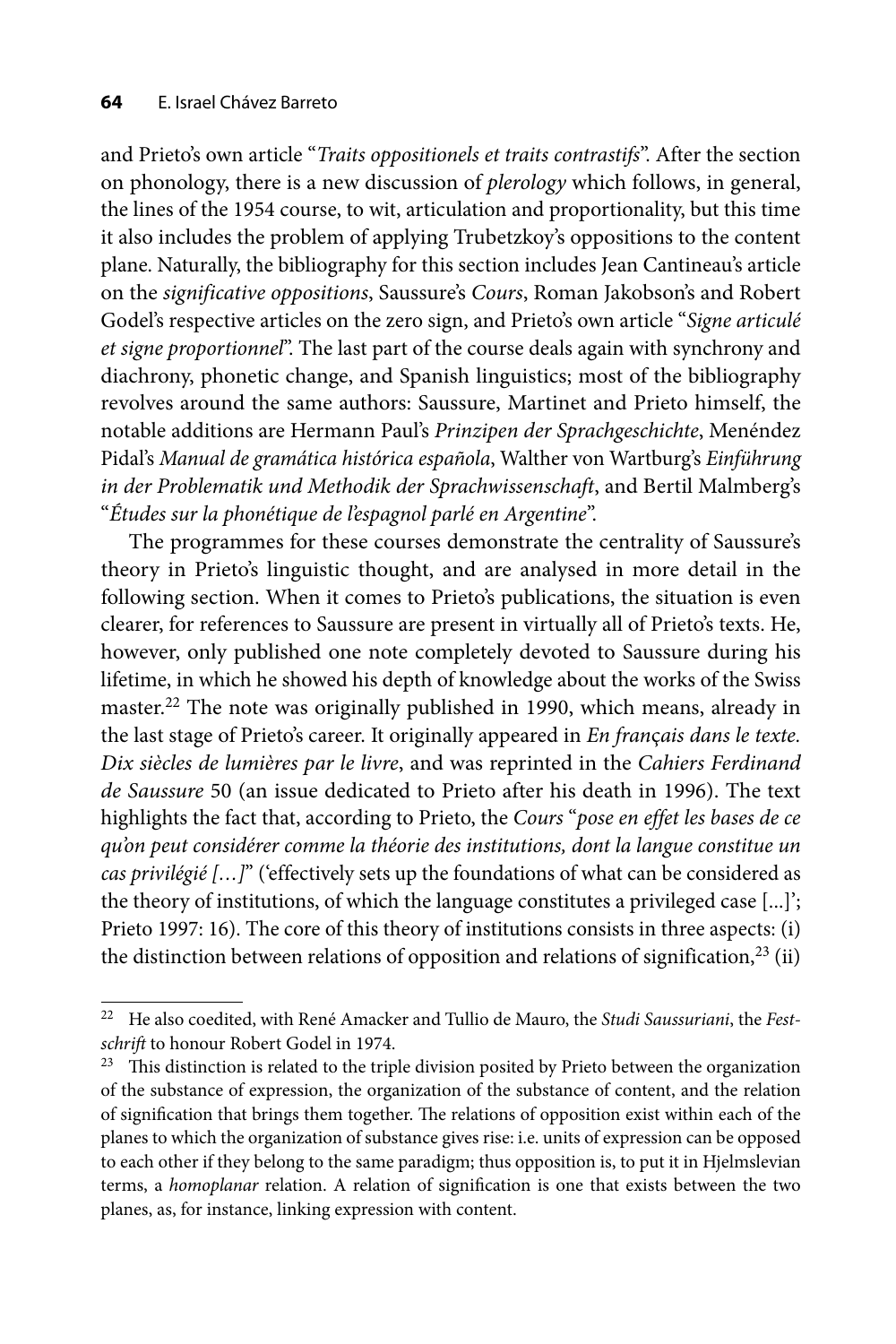and Prieto's own article "*Traits oppositionels et traits contrastifs*". After the section on phonology, there is a new discussion of *plerology* which follows, in general, the lines of the 1954 course, to wit, articulation and proportionality, but this time it also includes the problem of applying Trubetzkoy's oppositions to the content plane. Naturally, the bibliography for this section includes Jean Cantineau's article on the *significative oppositions*, Saussure's *Cours*, Roman Jakobson's and Robert Godel's respective articles on the zero sign, and Prieto's own article "*Signe articulé et signe proportionnel*". The last part of the course deals again with synchrony and diachrony, phonetic change, and Spanish linguistics; most of the bibliography revolves around the same authors: Saussure, Martinet and Prieto himself, the notable additions are Hermann Paul's *Prinzipen der Sprachgeschichte*, Menéndez Pidal's *Manual de gramática histórica española*, Walther von Wartburg's *Einführung in der Problematik und Methodik der Sprachwissenschaft*, and Bertil Malmberg's "*Études sur la phonétique de l'espagnol parlé en Argentine*".

The programmes for these courses demonstrate the centrality of Saussure's theory in Prieto's linguistic thought, and are analysed in more detail in the following section. When it comes to Prieto's publications, the situation is even clearer, for references to Saussure are present in virtually all of Prieto's texts. He, however, only published one note completely devoted to Saussure during his lifetime, in which he showed his depth of knowledge about the works of the Swiss master.[22] The note was originally published in 1990, which means, already in the last stage of Prieto's career. It originally appeared in *En français dans le texte. Dix siècles de lumières par le livre*, and was reprinted in the *Cahiers Ferdinand de Saussure* 50 (an issue dedicated to Prieto after his death in 1996). The text highlights the fact that, according to Prieto, the *Cours* "*pose en effet les bases de ce qu'on peut considérer comme la théorie des institutions, dont la langue constitue un cas privilégié […]*" ('effectively sets up the foundations of what can be considered as the theory of institutions, of which the language constitutes a privileged case [...]'; Prieto 1997: 16). The core of this theory of institutions consists in three aspects: (i) the distinction between relations of opposition and relations of signification,[23] (ii)

---

[22] He also coedited, with René Amacker and Tullio de Mauro, the *Studi Saussuriani*, the *Festschrift* to honour Robert Godel in 1974.

[23] This distinction is related to the triple division posited by Prieto between the organization of the substance of expression, the organization of the substance of content, and the relation of signification that brings them together. The relations of opposition exist within each of the planes to which the organization of substance gives rise: i.e. units of expression can be opposed to each other if they belong to the same paradigm; thus opposition is, to put it in Hjelmslevian terms, a *homoplanar* relation. A relation of signification is one that exists between the two planes, as, for instance, linking expression with content.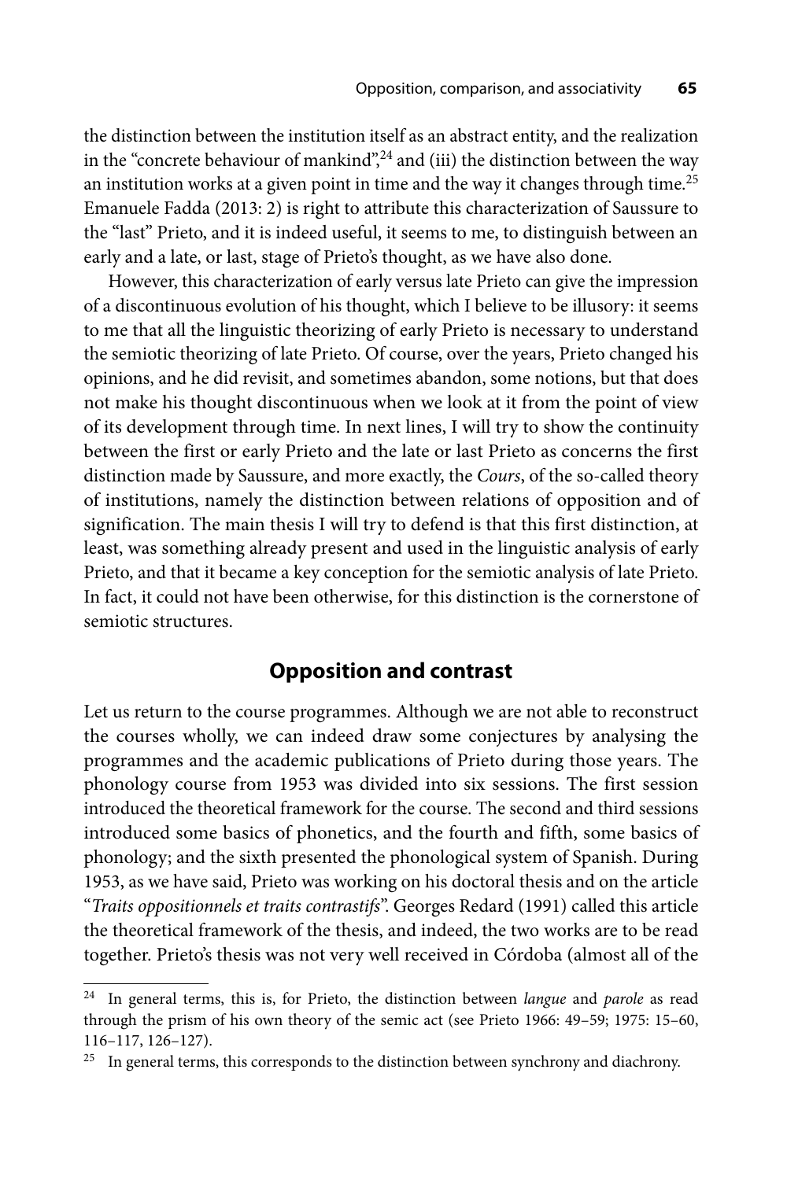the distinction between the institution itself as an abstract entity, and the realization in the "concrete behaviour of mankind",[24] and (iii) the distinction between the way an institution works at a given point in time and the way it changes through time.[25] Emanuele Fadda (2013: 2) is right to attribute this characterization of Saussure to the "last" Prieto, and it is indeed useful, it seems to me, to distinguish between an early and a late, or last, stage of Prieto's thought, as we have also done.

However, this characterization of early versus late Prieto can give the impression of a discontinuous evolution of his thought, which I believe to be illusory: it seems to me that all the linguistic theorizing of early Prieto is necessary to understand the semiotic theorizing of late Prieto. Of course, over the years, Prieto changed his opinions, and he did revisit, and sometimes abandon, some notions, but that does not make his thought discontinuous when we look at it from the point of view of its development through time. In next lines, I will try to show the continuity between the first or early Prieto and the late or last Prieto as concerns the first distinction made by Saussure, and more exactly, the *Cours*, of the so-called theory of institutions, namely the distinction between relations of opposition and of signification. The main thesis I will try to defend is that this first distinction, at least, was something already present and used in the linguistic analysis of early Prieto, and that it became a key conception for the semiotic analysis of late Prieto. In fact, it could not have been otherwise, for this distinction is the cornerstone of semiotic structures.

## Opposition and contrast

Let us return to the course programmes. Although we are not able to reconstruct the courses wholly, we can indeed draw some conjectures by analysing the programmes and the academic publications of Prieto during those years. The phonology course from 1953 was divided into six sessions. The first session introduced the theoretical framework for the course. The second and third sessions introduced some basics of phonetics, and the fourth and fifth, some basics of phonology; and the sixth presented the phonological system of Spanish. During 1953, as we have said, Prieto was working on his doctoral thesis and on the article "*Traits oppositionnels et traits contrastifs*". Georges Redard (1991) called this article the theoretical framework of the thesis, and indeed, the two works are to be read together. Prieto's thesis was not very well received in Córdoba (almost all of the

---

[24] In general terms, this is, for Prieto, the distinction between *langue* and *parole* as read through the prism of his own theory of the semic act (see Prieto 1966: 49–59; 1975: 15–60, 116–117, 126–127).

[25] In general terms, this corresponds to the distinction between synchrony and diachrony.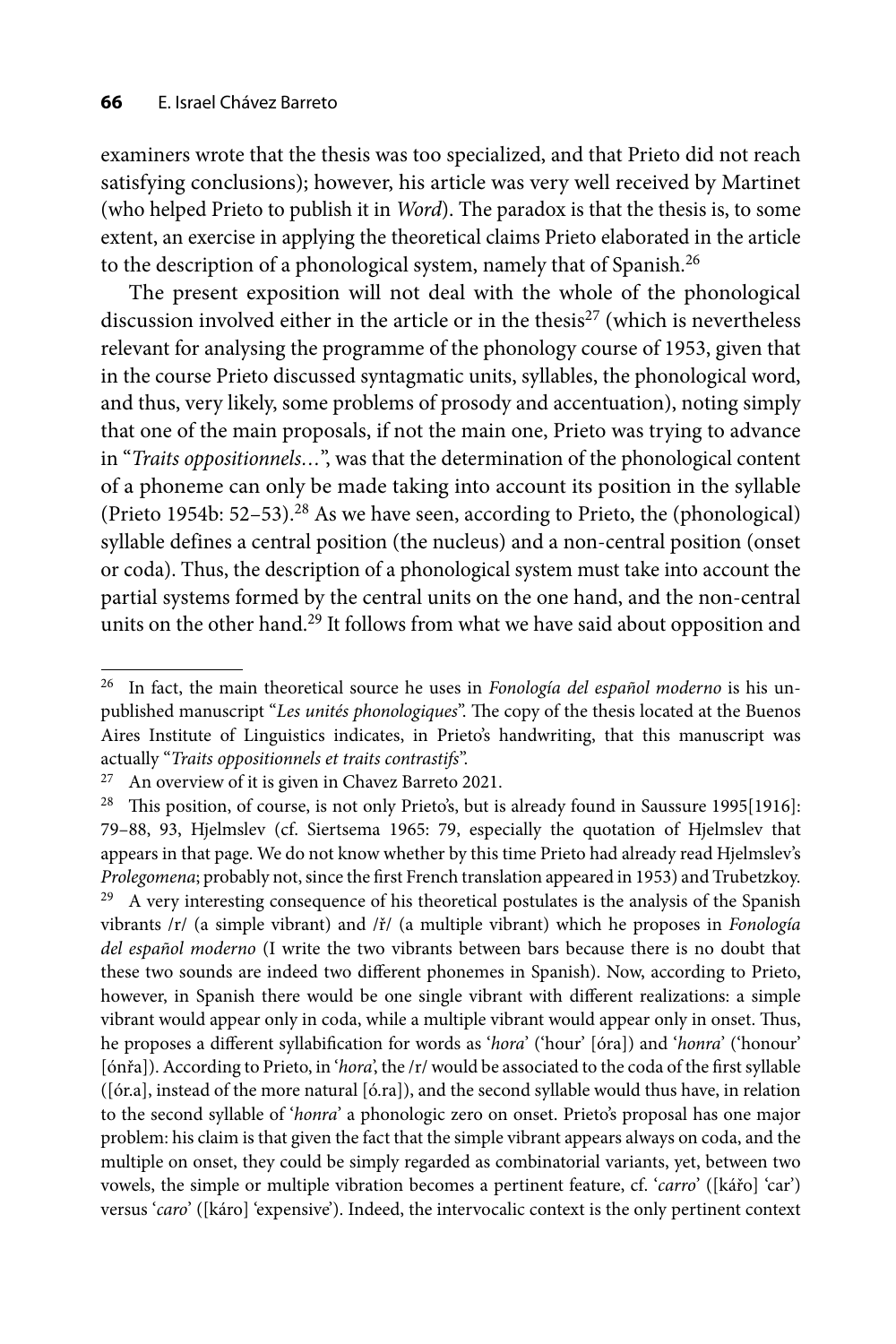examiners wrote that the thesis was too specialized, and that Prieto did not reach satisfying conclusions); however, his article was very well received by Martinet (who helped Prieto to publish it in *Word*). The paradox is that the thesis is, to some extent, an exercise in applying the theoretical claims Prieto elaborated in the article to the description of a phonological system, namely that of Spanish.[26]

The present exposition will not deal with the whole of the phonological discussion involved either in the article or in the thesis[27] (which is nevertheless relevant for analysing the programme of the phonology course of 1953, given that in the course Prieto discussed syntagmatic units, syllables, the phonological word, and thus, very likely, some problems of prosody and accentuation), noting simply that one of the main proposals, if not the main one, Prieto was trying to advance in "*Traits oppositionnels…*", was that the determination of the phonological content of a phoneme can only be made taking into account its position in the syllable (Prieto 1954b: 52–53).[28] As we have seen, according to Prieto, the (phonological) syllable defines a central position (the nucleus) and a non-central position (onset or coda). Thus, the description of a phonological system must take into account the partial systems formed by the central units on the one hand, and the non-central units on the other hand.[29] It follows from what we have said about opposition and

---

[26] In fact, the main theoretical source he uses in *Fonología del español moderno* is his unpublished manuscript "*Les unités phonologiques*". The copy of the thesis located at the Buenos Aires Institute of Linguistics indicates, in Prieto's handwriting, that this manuscript was actually "*Traits oppositionnels et traits contrastifs*".

[27] An overview of it is given in Chavez Barreto 2021.

[28] This position, of course, is not only Prieto's, but is already found in Saussure 1995[1916]: 79–88, 93, Hjelmslev (cf. Siertsema 1965: 79, especially the quotation of Hjelmslev that appears in that page. We do not know whether by this time Prieto had already read Hjelmslev's *Prolegomena*; probably not, since the first French translation appeared in 1953) and Trubetzkoy.

[29] A very interesting consequence of his theoretical postulates is the analysis of the Spanish vibrants /r/ (a simple vibrant) and /ř/ (a multiple vibrant) which he proposes in *Fonología del español moderno* (I write the two vibrants between bars because there is no doubt that these two sounds are indeed two different phonemes in Spanish). Now, according to Prieto, however, in Spanish there would be one single vibrant with different realizations: a simple vibrant would appear only in coda, while a multiple vibrant would appear only in onset. Thus, he proposes a different syllabification for words as '*hora*' ('hour' [óra]) and '*honra*' ('honour' [ónřa]). According to Prieto, in '*hora*', the /r/ would be associated to the coda of the first syllable ([ór.a], instead of the more natural [ó.ra]), and the second syllable would thus have, in relation to the second syllable of '*honra*' a phonologic zero on onset. Prieto's proposal has one major problem: his claim is that given the fact that the simple vibrant appears always on coda, and the multiple on onset, they could be simply regarded as combinatorial variants, yet, between two vowels, the simple or multiple vibration becomes a pertinent feature, cf. '*carro*' ([kářo] 'car') versus '*caro*' ([káro] 'expensive'). Indeed, the intervocalic context is the only pertinent context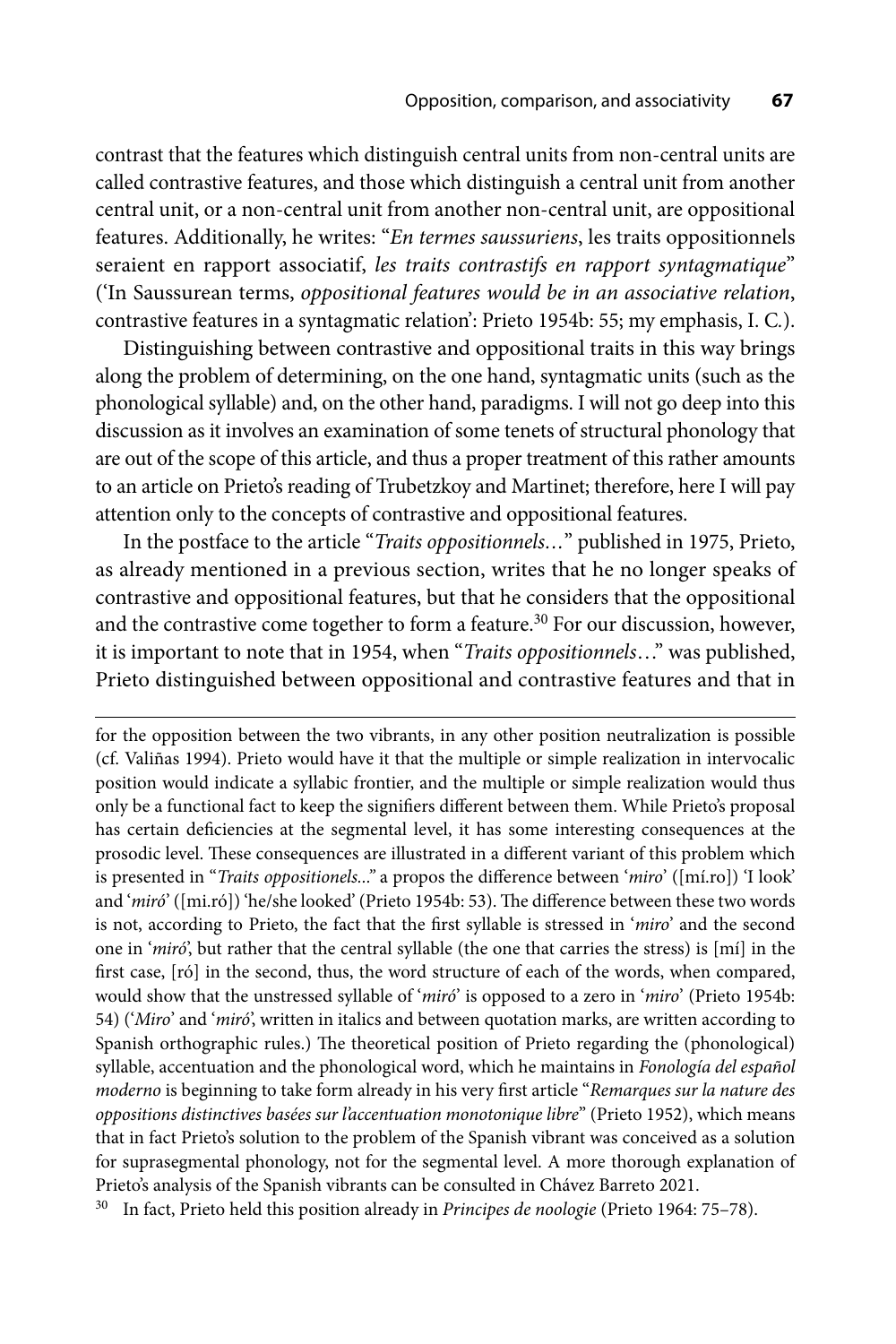contrast that the features which distinguish central units from non-central units are called contrastive features, and those which distinguish a central unit from another central unit, or a non-central unit from another non-central unit, are oppositional features. Additionally, he writes: "*En termes saussuriens*, les traits oppositionnels seraient en rapport associatif, *les traits contrastifs en rapport syntagmatique*" ('In Saussurean terms, *oppositional features would be in an associative relation*, contrastive features in a syntagmatic relation': Prieto 1954b: 55; my emphasis, I. C.).

Distinguishing between contrastive and oppositional traits in this way brings along the problem of determining, on the one hand, syntagmatic units (such as the phonological syllable) and, on the other hand, paradigms. I will not go deep into this discussion as it involves an examination of some tenets of structural phonology that are out of the scope of this article, and thus a proper treatment of this rather amounts to an article on Prieto's reading of Trubetzkoy and Martinet; therefore, here I will pay attention only to the concepts of contrastive and oppositional features.

In the postface to the article "*Traits oppositionnels…*" published in 1975, Prieto, as already mentioned in a previous section, writes that he no longer speaks of contrastive and oppositional features, but that he considers that the oppositional and the contrastive come together to form a feature.[30] For our discussion, however, it is important to note that in 1954, when "*Traits oppositionnels*…" was published, Prieto distinguished between oppositional and contrastive features and that in

---

for the opposition between the two vibrants, in any other position neutralization is possible (cf. Valiñas 1994). Prieto would have it that the multiple or simple realization in intervocalic position would indicate a syllabic frontier, and the multiple or simple realization would thus only be a functional fact to keep the signifiers different between them. While Prieto's proposal has certain deficiencies at the segmental level, it has some interesting consequences at the prosodic level. These consequences are illustrated in a different variant of this problem which is presented in "*Traits oppositionels*..." a propos the difference between '*miro*' ([mí.ro]) 'I look' and '*miró*' ([mi.ró]) 'he/she looked' (Prieto 1954b: 53). The difference between these two words is not, according to Prieto, the fact that the first syllable is stressed in '*miro*' and the second one in '*miró*', but rather that the central syllable (the one that carries the stress) is [mí] in the first case, [ró] in the second, thus, the word structure of each of the words, when compared, would show that the unstressed syllable of '*miró*' is opposed to a zero in '*miro*' (Prieto 1954b: 54) ('*Miro*' and '*miró*', written in italics and between quotation marks, are written according to Spanish orthographic rules.) The theoretical position of Prieto regarding the (phonological) syllable, accentuation and the phonological word, which he maintains in *Fonología del español moderno* is beginning to take form already in his very first article "*Remarques sur la nature des oppositions distinctives basées sur l'accentuation monotonique libre*" (Prieto 1952), which means that in fact Prieto's solution to the problem of the Spanish vibrant was conceived as a solution for suprasegmental phonology, not for the segmental level. A more thorough explanation of Prieto's analysis of the Spanish vibrants can be consulted in Chávez Barreto 2021.

[30] In fact, Prieto held this position already in *Principes de noologie* (Prieto 1964: 75–78).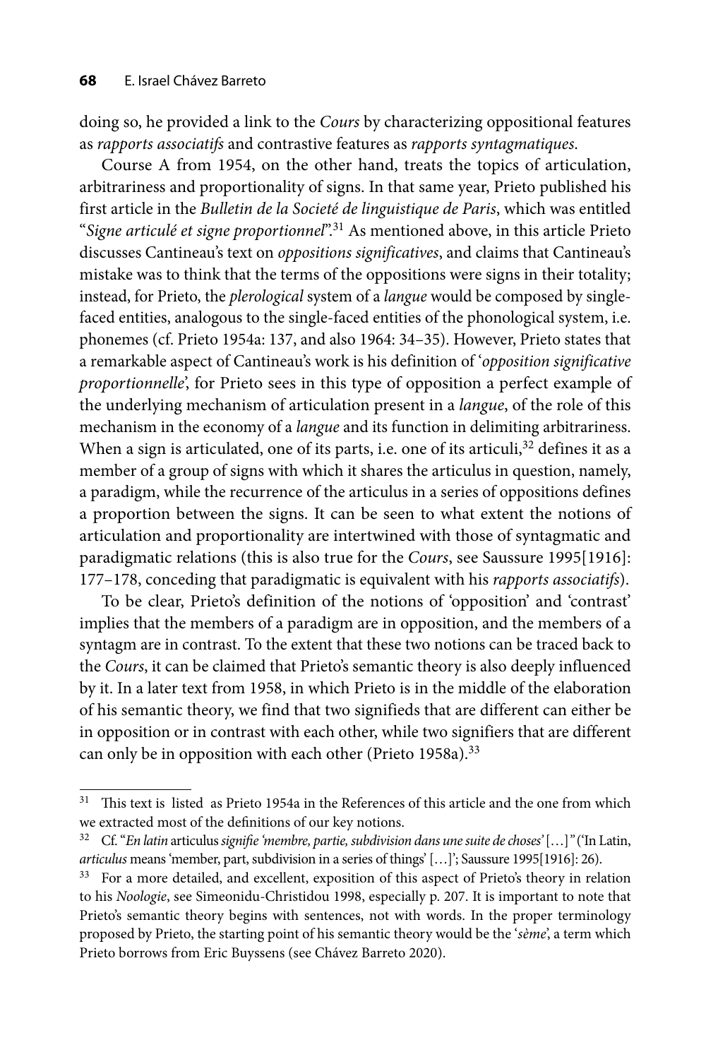doing so, he provided a link to the *Cours* by characterizing oppositional features as *rapports associatifs* and contrastive features as *rapports syntagmatiques*.

Course A from 1954, on the other hand, treats the topics of articulation, arbitrariness and proportionality of signs. In that same year, Prieto published his first article in the *Bulletin de la Societé de linguistique de Paris*, which was entitled "*Signe articulé et signe proportionnel*".[31] As mentioned above, in this article Prieto discusses Cantineau's text on *oppositions significatives*, and claims that Cantineau's mistake was to think that the terms of the oppositions were signs in their totality; instead, for Prieto, the *plerological* system of a *langue* would be composed by single-faced entities, analogous to the single-faced entities of the phonological system, i.e. phonemes (cf. Prieto 1954a: 137, and also 1964: 34–35). However, Prieto states that a remarkable aspect of Cantineau's work is his definition of '*opposition significative proportionnelle*', for Prieto sees in this type of opposition a perfect example of the underlying mechanism of articulation present in a *langue*, of the role of this mechanism in the economy of a *langue* and its function in delimiting arbitrariness. When a sign is articulated, one of its parts, i.e. one of its articuli,[32] defines it as a member of a group of signs with which it shares the articulus in question, namely, a paradigm, while the recurrence of the articulus in a series of oppositions defines a proportion between the signs. It can be seen to what extent the notions of articulation and proportionality are intertwined with those of syntagmatic and paradigmatic relations (this is also true for the *Cours*, see Saussure 1995[1916]: 177–178, conceding that paradigmatic is equivalent with his *rapports associatifs*).

To be clear, Prieto's definition of the notions of 'opposition' and 'contrast' implies that the members of a paradigm are in opposition, and the members of a syntagm are in contrast. To the extent that these two notions can be traced back to the *Cours*, it can be claimed that Prieto's semantic theory is also deeply influenced by it. In a later text from 1958, in which Prieto is in the middle of the elaboration of his semantic theory, we find that two signifieds that are different can either be in opposition or in contrast with each other, while two signifiers that are different can only be in opposition with each other (Prieto 1958a).[33]

---

[31] This text is listed as Prieto 1954a in the References of this article and the one from which we extracted most of the definitions of our key notions.

[32] Cf. "*En latin* articulus *signifie 'membre, partie, subdivision dans une suite de choses'* […]" ('In Latin, *articulus* means 'member, part, subdivision in a series of things' […]'; Saussure 1995[1916]: 26).

[33] For a more detailed, and excellent, exposition of this aspect of Prieto's theory in relation to his *Noologie*, see Simeonidu-Christidou 1998, especially p. 207. It is important to note that Prieto's semantic theory begins with sentences, not with words. In the proper terminology proposed by Prieto, the starting point of his semantic theory would be the '*sème*', a term which Prieto borrows from Eric Buyssens (see Chávez Barreto 2020).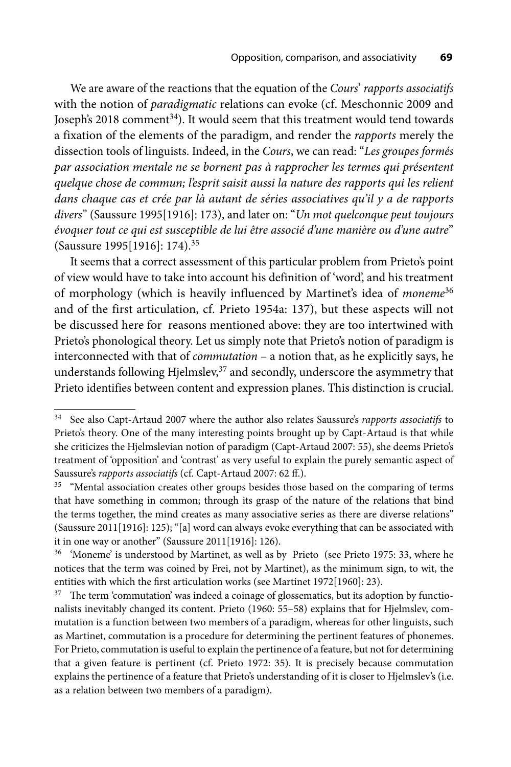We are aware of the reactions that the equation of the *Cours*' *rapports associatifs* with the notion of *paradigmatic* relations can evoke (cf. Meschonnic 2009 and Joseph's 2018 comment[34]). It would seem that this treatment would tend towards a fixation of the elements of the paradigm, and render the *rapports* merely the dissection tools of linguists. Indeed, in the *Cours*, we can read: "*Les groupes formés par association mentale ne se bornent pas à rapprocher les termes qui présentent quelque chose de commun; l'esprit saisit aussi la nature des rapports qui les relient dans chaque cas et crée par là autant de séries associatives qu'il y a de rapports divers*" (Saussure 1995[1916]: 173), and later on: "*Un mot quelconque peut toujours évoquer tout ce qui est susceptible de lui être associé d'une manière ou d'une autre*" (Saussure 1995[1916]: 174).[35]

It seems that a correct assessment of this particular problem from Prieto's point of view would have to take into account his definition of 'word', and his treatment of morphology (which is heavily influenced by Martinet's idea of *moneme*[36] and of the first articulation, cf. Prieto 1954a: 137), but these aspects will not be discussed here for reasons mentioned above: they are too intertwined with Prieto's phonological theory. Let us simply note that Prieto's notion of paradigm is interconnected with that of *commutation* – a notion that, as he explicitly says, he understands following Hjelmslev,[37] and secondly, underscore the asymmetry that Prieto identifies between content and expression planes. This distinction is crucial.

---

[34] See also Capt-Artaud 2007 where the author also relates Saussure's *rapports associatifs* to Prieto's theory. One of the many interesting points brought up by Capt-Artaud is that while she criticizes the Hjelmslevian notion of paradigm (Capt-Artaud 2007: 55), she deems Prieto's treatment of 'opposition' and 'contrast' as very useful to explain the purely semantic aspect of Saussure's *rapports associatifs* (cf. Capt-Artaud 2007: 62 ff.).

[35] "Mental association creates other groups besides those based on the comparing of terms that have something in common; through its grasp of the nature of the relations that bind the terms together, the mind creates as many associative series as there are diverse relations" (Saussure 2011[1916]: 125); "[a] word can always evoke everything that can be associated with it in one way or another" (Saussure 2011[1916]: 126).

[36] 'Moneme' is understood by Martinet, as well as by Prieto (see Prieto 1975: 33, where he notices that the term was coined by Frei, not by Martinet), as the minimum sign, to wit, the entities with which the first articulation works (see Martinet 1972[1960]: 23).

[37] The term 'commutation' was indeed a coinage of glossematics, but its adoption by functionalists inevitably changed its content. Prieto (1960: 55–58) explains that for Hjelmslev, commutation is a function between two members of a paradigm, whereas for other linguists, such as Martinet, commutation is a procedure for determining the pertinent features of phonemes. For Prieto, commutation is useful to explain the pertinence of a feature, but not for determining that a given feature is pertinent (cf. Prieto 1972: 35). It is precisely because commutation explains the pertinence of a feature that Prieto's understanding of it is closer to Hjelmslev's (i.e. as a relation between two members of a paradigm).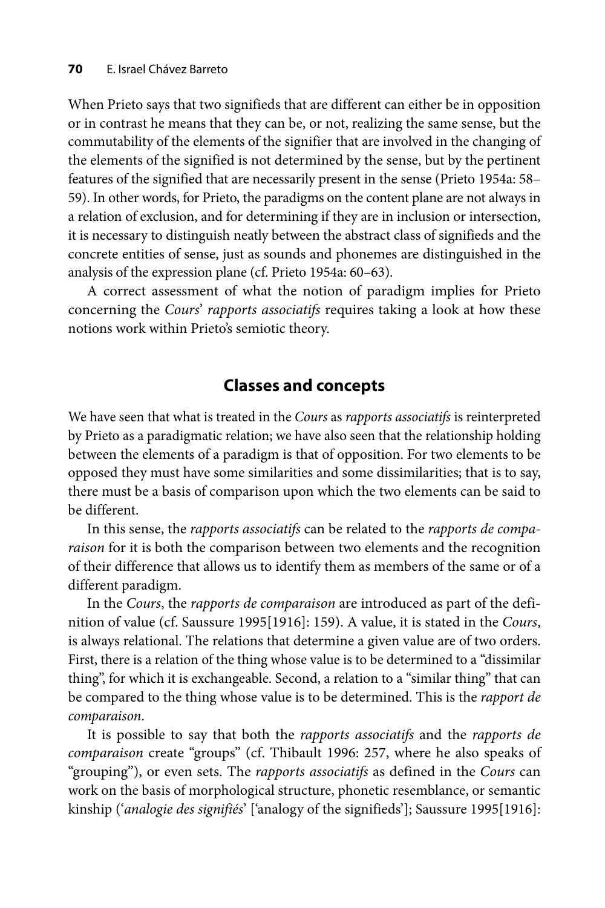When Prieto says that two signifieds that are different can either be in opposition or in contrast he means that they can be, or not, realizing the same sense, but the commutability of the elements of the signifier that are involved in the changing of the elements of the signified is not determined by the sense, but by the pertinent features of the signified that are necessarily present in the sense (Prieto 1954a: 58–59). In other words, for Prieto, the paradigms on the content plane are not always in a relation of exclusion, and for determining if they are in inclusion or intersection, it is necessary to distinguish neatly between the abstract class of signifieds and the concrete entities of sense, just as sounds and phonemes are distinguished in the analysis of the expression plane (cf. Prieto 1954a: 60–63).

A correct assessment of what the notion of paradigm implies for Prieto concerning the *Cours*' *rapports associatifs* requires taking a look at how these notions work within Prieto's semiotic theory.

## Classes and concepts

We have seen that what is treated in the *Cours* as *rapports associatifs* is reinterpreted by Prieto as a paradigmatic relation; we have also seen that the relationship holding between the elements of a paradigm is that of opposition. For two elements to be opposed they must have some similarities and some dissimilarities; that is to say, there must be a basis of comparison upon which the two elements can be said to be different.

In this sense, the *rapports associatifs* can be related to the *rapports de comparaison* for it is both the comparison between two elements and the recognition of their difference that allows us to identify them as members of the same or of a different paradigm.

In the *Cours*, the *rapports de comparaison* are introduced as part of the definition of value (cf. Saussure 1995[1916]: 159). A value, it is stated in the *Cours*, is always relational. The relations that determine a given value are of two orders. First, there is a relation of the thing whose value is to be determined to a "dissimilar thing", for which it is exchangeable. Second, a relation to a "similar thing" that can be compared to the thing whose value is to be determined. This is the *rapport de comparaison*.

It is possible to say that both the *rapports associatifs* and the *rapports de comparaison* create "groups" (cf. Thibault 1996: 257, where he also speaks of "grouping"), or even sets. The *rapports associatifs* as defined in the *Cours* can work on the basis of morphological structure, phonetic resemblance, or semantic kinship ('*analogie des signifiés*' ['analogy of the signifieds']; Saussure 1995[1916]: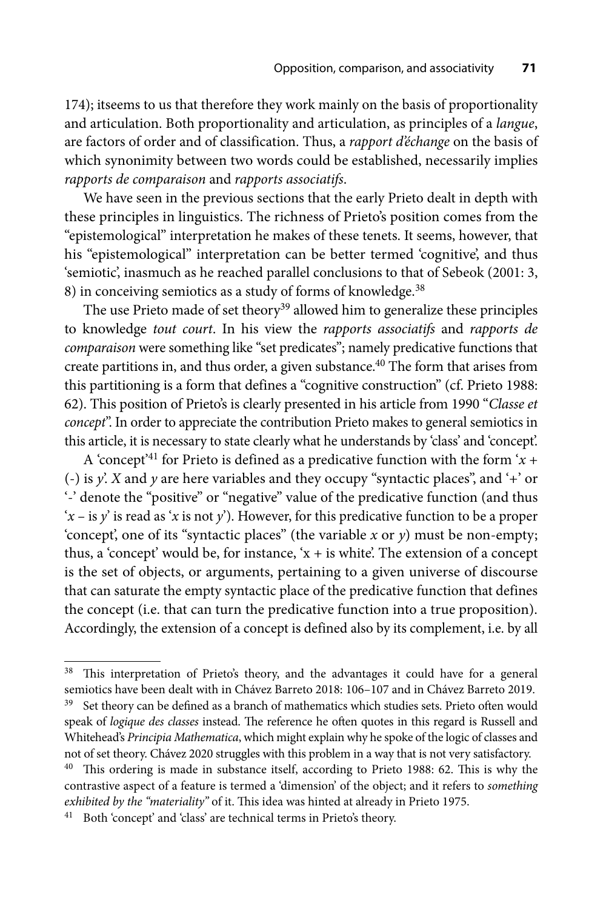174); itseems to us that therefore they work mainly on the basis of proportionality and articulation. Both proportionality and articulation, as principles of a *langue*, are factors of order and of classification. Thus, a *rapport d'échange* on the basis of which synonimity between two words could be established, necessarily implies *rapports de comparaison* and *rapports associatifs*.

We have seen in the previous sections that the early Prieto dealt in depth with these principles in linguistics. The richness of Prieto's position comes from the "epistemological" interpretation he makes of these tenets. It seems, however, that his "epistemological" interpretation can be better termed 'cognitive', and thus 'semiotic', inasmuch as he reached parallel conclusions to that of Sebeok (2001: 3, 8) in conceiving semiotics as a study of forms of knowledge.[38]

The use Prieto made of set theory[39] allowed him to generalize these principles to knowledge *tout court*. In his view the *rapports associatifs* and *rapports de comparaison* were something like "set predicates"; namely predicative functions that create partitions in, and thus order, a given substance.[40] The form that arises from this partitioning is a form that defines a "cognitive construction" (cf. Prieto 1988: 62). This position of Prieto's is clearly presented in his article from 1990 "*Classe et concept*". In order to appreciate the contribution Prieto makes to general semiotics in this article, it is necessary to state clearly what he understands by 'class' and 'concept'.

A 'concept'[41] for Prieto is defined as a predicative function with the form '*x* + (-) is *y*'. *X* and *y* are here variables and they occupy "syntactic places", and '+' or '-' denote the "positive" or "negative" value of the predicative function (and thus '*x* – is *y*' is read as '*x* is not *y*'). However, for this predicative function to be a proper 'concept', one of its "syntactic places" (the variable *x* or *y*) must be non-empty; thus, a 'concept' would be, for instance, 'x + is white'. The extension of a concept is the set of objects, or arguments, pertaining to a given universe of discourse that can saturate the empty syntactic place of the predicative function that defines the concept (i.e. that can turn the predicative function into a true proposition). Accordingly, the extension of a concept is defined also by its complement, i.e. by all

---

[38] This interpretation of Prieto's theory, and the advantages it could have for a general semiotics have been dealt with in Chávez Barreto 2018: 106–107 and in Chávez Barreto 2019.

[39] Set theory can be defined as a branch of mathematics which studies sets. Prieto often would speak of *logique des classes* instead. The reference he often quotes in this regard is Russell and Whitehead's *Principia Mathematica*, which might explain why he spoke of the logic of classes and not of set theory. Chávez 2020 struggles with this problem in a way that is not very satisfactory.

[40] This ordering is made in substance itself, according to Prieto 1988: 62. This is why the contrastive aspect of a feature is termed a 'dimension' of the object; and it refers to *something exhibited by the "materiality"* of it. This idea was hinted at already in Prieto 1975.

[41] Both 'concept' and 'class' are technical terms in Prieto's theory.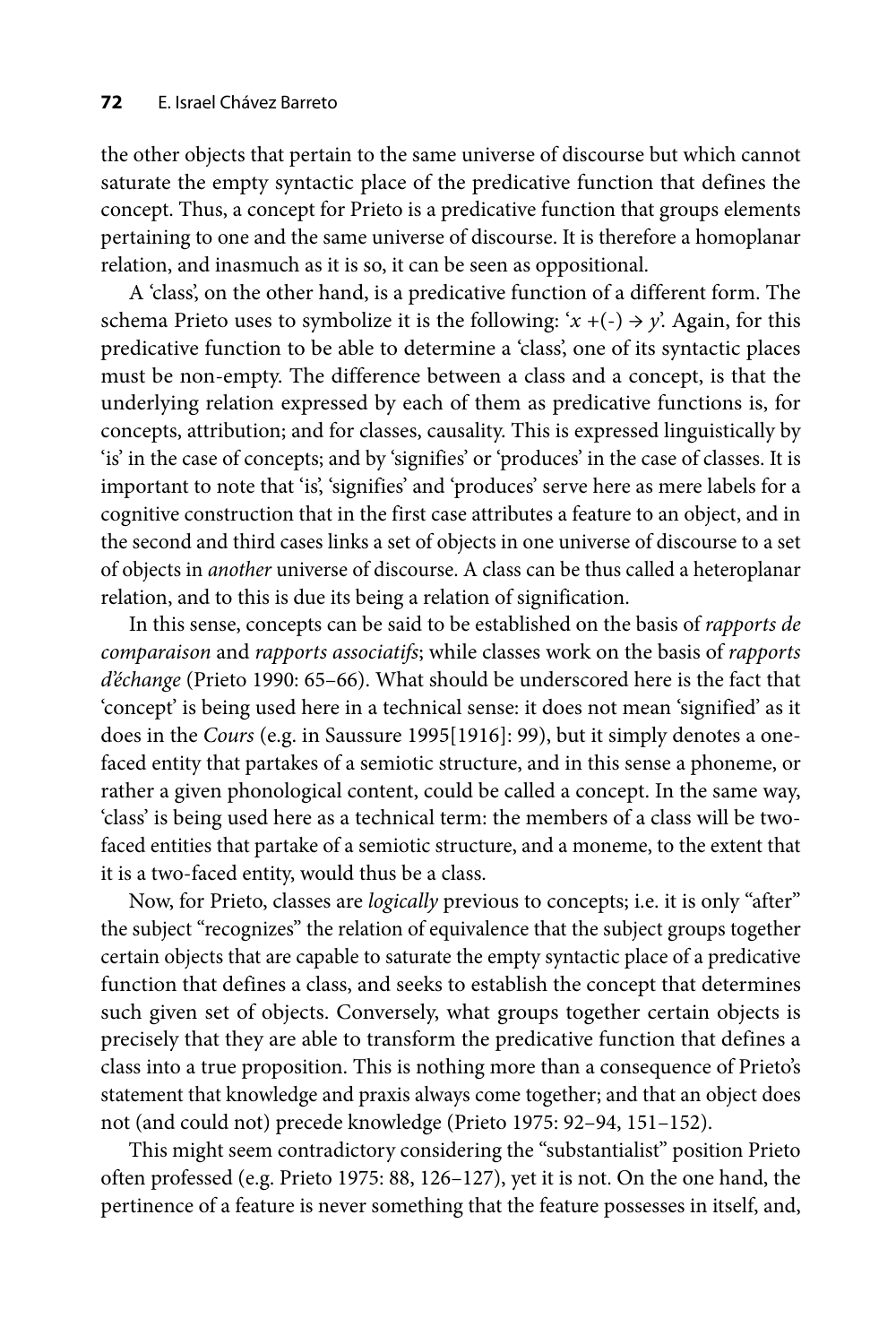the other objects that pertain to the same universe of discourse but which cannot saturate the empty syntactic place of the predicative function that defines the concept. Thus, a concept for Prieto is a predicative function that groups elements pertaining to one and the same universe of discourse. It is therefore a homoplanar relation, and inasmuch as it is so, it can be seen as oppositional.

A 'class', on the other hand, is a predicative function of a different form. The schema Prieto uses to symbolize it is the following: '$x$ +(-) → $y$'. Again, for this predicative function to be able to determine a 'class', one of its syntactic places must be non-empty. The difference between a class and a concept, is that the underlying relation expressed by each of them as predicative functions is, for concepts, attribution; and for classes, causality. This is expressed linguistically by 'is' in the case of concepts; and by 'signifies' or 'produces' in the case of classes. It is important to note that 'is', 'signifies' and 'produces' serve here as mere labels for a cognitive construction that in the first case attributes a feature to an object, and in the second and third cases links a set of objects in one universe of discourse to a set of objects in *another* universe of discourse. A class can be thus called a heteroplanar relation, and to this is due its being a relation of signification.

In this sense, concepts can be said to be established on the basis of *rapports de comparaison* and *rapports associatifs*; while classes work on the basis of *rapports d'échange* (Prieto 1990: 65–66). What should be underscored here is the fact that 'concept' is being used here in a technical sense: it does not mean 'signified' as it does in the *Cours* (e.g. in Saussure 1995[1916]: 99), but it simply denotes a one-faced entity that partakes of a semiotic structure, and in this sense a phoneme, or rather a given phonological content, could be called a concept. In the same way, 'class' is being used here as a technical term: the members of a class will be two-faced entities that partake of a semiotic structure, and a moneme, to the extent that it is a two-faced entity, would thus be a class.

Now, for Prieto, classes are *logically* previous to concepts; i.e. it is only "after" the subject "recognizes" the relation of equivalence that the subject groups together certain objects that are capable to saturate the empty syntactic place of a predicative function that defines a class, and seeks to establish the concept that determines such given set of objects. Conversely, what groups together certain objects is precisely that they are able to transform the predicative function that defines a class into a true proposition. This is nothing more than a consequence of Prieto's statement that knowledge and praxis always come together; and that an object does not (and could not) precede knowledge (Prieto 1975: 92–94, 151–152).

This might seem contradictory considering the "substantialist" position Prieto often professed (e.g. Prieto 1975: 88, 126–127), yet it is not. On the one hand, the pertinence of a feature is never something that the feature possesses in itself, and,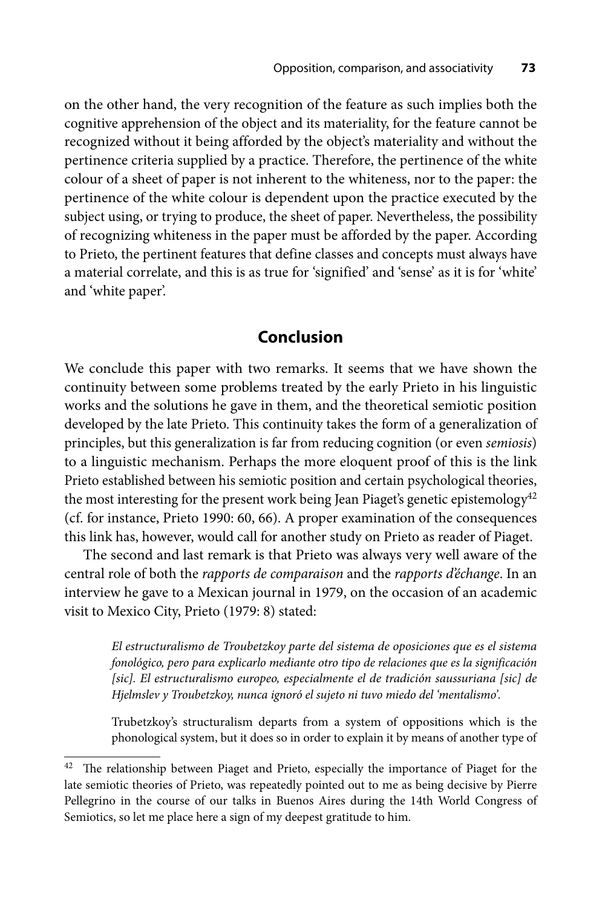on the other hand, the very recognition of the feature as such implies both the cognitive apprehension of the object and its materiality, for the feature cannot be recognized without it being afforded by the object's materiality and without the pertinence criteria supplied by a practice. Therefore, the pertinence of the white colour of a sheet of paper is not inherent to the whiteness, nor to the paper: the pertinence of the white colour is dependent upon the practice executed by the subject using, or trying to produce, the sheet of paper. Nevertheless, the possibility of recognizing whiteness in the paper must be afforded by the paper. According to Prieto, the pertinent features that define classes and concepts must always have a material correlate, and this is as true for 'signified' and 'sense' as it is for 'white' and 'white paper'.

## Conclusion

We conclude this paper with two remarks. It seems that we have shown the continuity between some problems treated by the early Prieto in his linguistic works and the solutions he gave in them, and the theoretical semiotic position developed by the late Prieto. This continuity takes the form of a generalization of principles, but this generalization is far from reducing cognition (or even *semiosis*) to a linguistic mechanism. Perhaps the more eloquent proof of this is the link Prieto established between his semiotic position and certain psychological theories, the most interesting for the present work being Jean Piaget's genetic epistemology[42] (cf. for instance, Prieto 1990: 60, 66). A proper examination of the consequences this link has, however, would call for another study on Prieto as reader of Piaget.

The second and last remark is that Prieto was always very well aware of the central role of both the *rapports de comparaison* and the *rapports d'échange*. In an interview he gave to a Mexican journal in 1979, on the occasion of an academic visit to Mexico City, Prieto (1979: 8) stated:

> *El estructuralismo de Troubetzkoy parte del sistema de oposiciones que es el sistema fonológico, pero para explicarlo mediante otro tipo de relaciones que es la significación [sic]. El estructuralismo europeo, especialmente el de tradición saussuriana [sic] de Hjelmslev y Troubetzkoy, nunca ignoró el sujeto ni tuvo miedo del 'mentalismo'.*
>
> Trubetzkoy's structuralism departs from a system of oppositions which is the phonological system, but it does so in order to explain it by means of another type of

[42] The relationship between Piaget and Prieto, especially the importance of Piaget for the late semiotic theories of Prieto, was repeatedly pointed out to me as being decisive by Pierre Pellegrino in the course of our talks in Buenos Aires during the 14th World Congress of Semiotics, so let me place here a sign of my deepest gratitude to him.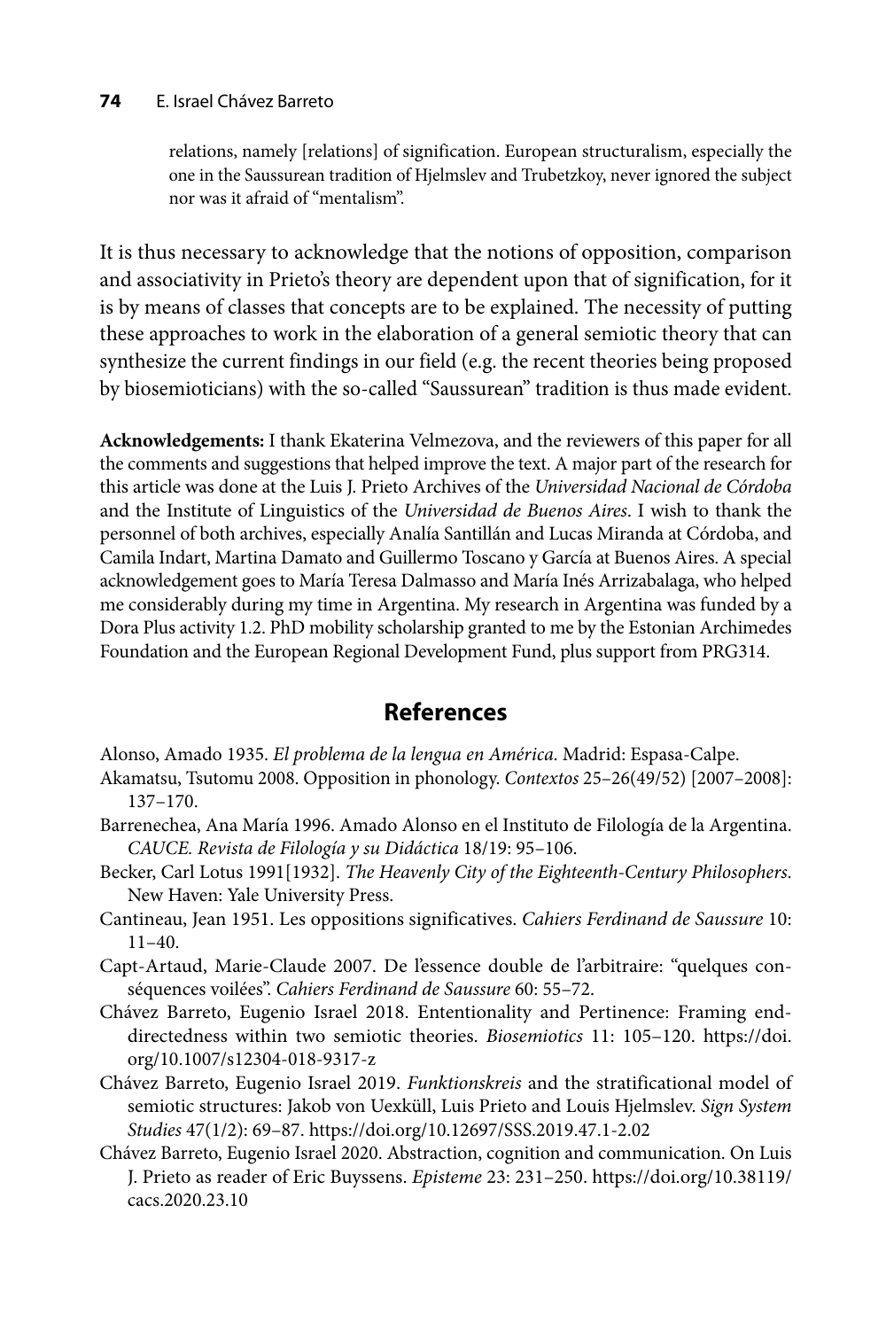> relations, namely [relations] of signification. European structuralism, especially the one in the Saussurean tradition of Hjelmslev and Trubetzkoy, never ignored the subject nor was it afraid of "mentalism".

It is thus necessary to acknowledge that the notions of opposition, comparison and associativity in Prieto's theory are dependent upon that of signification, for it is by means of classes that concepts are to be explained. The necessity of putting these approaches to work in the elaboration of a general semiotic theory that can synthesize the current findings in our field (e.g. the recent theories being proposed by biosemioticians) with the so-called "Saussurean" tradition is thus made evident.

**Acknowledgements:** I thank Ekaterina Velmezova, and the reviewers of this paper for all the comments and suggestions that helped improve the text. A major part of the research for this article was done at the Luis J. Prieto Archives of the *Universidad Nacional de Córdoba* and the Institute of Linguistics of the *Universidad de Buenos Aires*. I wish to thank the personnel of both archives, especially Analía Santillán and Lucas Miranda at Córdoba, and Camila Indart, Martina Damato and Guillermo Toscano y García at Buenos Aires. A special acknowledgement goes to María Teresa Dalmasso and María Inés Arrizabalaga, who helped me considerably during my time in Argentina. My research in Argentina was funded by a Dora Plus activity 1.2. PhD mobility scholarship granted to me by the Estonian Archimedes Foundation and the European Regional Development Fund, plus support from PRG314.

## References

Alonso, Amado 1935. *El problema de la lengua en América*. Madrid: Espasa-Calpe.

Akamatsu, Tsutomu 2008. Opposition in phonology. *Contextos* 25–26(49/52) [2007–2008]: 137–170.

Barrenechea, Ana María 1996. Amado Alonso en el Instituto de Filología de la Argentina. *CAUCE. Revista de Filología y su Didáctica* 18/19: 95–106.

Becker, Carl Lotus 1991[1932]. *The Heavenly City of the Eighteenth-Century Philosophers*. New Haven: Yale University Press.

Cantineau, Jean 1951. Les oppositions significatives. *Cahiers Ferdinand de Saussure* 10: 11–40.

Capt-Artaud, Marie-Claude 2007. De l'essence double de l'arbitraire: "quelques conséquences voilées". *Cahiers Ferdinand de Saussure* 60: 55–72.

Chávez Barreto, Eugenio Israel 2018. Ententionality and Pertinence: Framing end-directedness within two semiotic theories. *Biosemiotics* 11: 105–120. https://doi.org/10.1007/s12304-018-9317-z

Chávez Barreto, Eugenio Israel 2019. *Funktionskreis* and the stratificational model of semiotic structures: Jakob von Uexküll, Luis Prieto and Louis Hjelmslev. *Sign System Studies* 47(1/2): 69–87. https://doi.org/10.12697/SSS.2019.47.1-2.02

Chávez Barreto, Eugenio Israel 2020. Abstraction, cognition and communication. On Luis J. Prieto as reader of Eric Buyssens. *Episteme* 23: 231–250. https://doi.org/10.38119/cacs.2020.23.10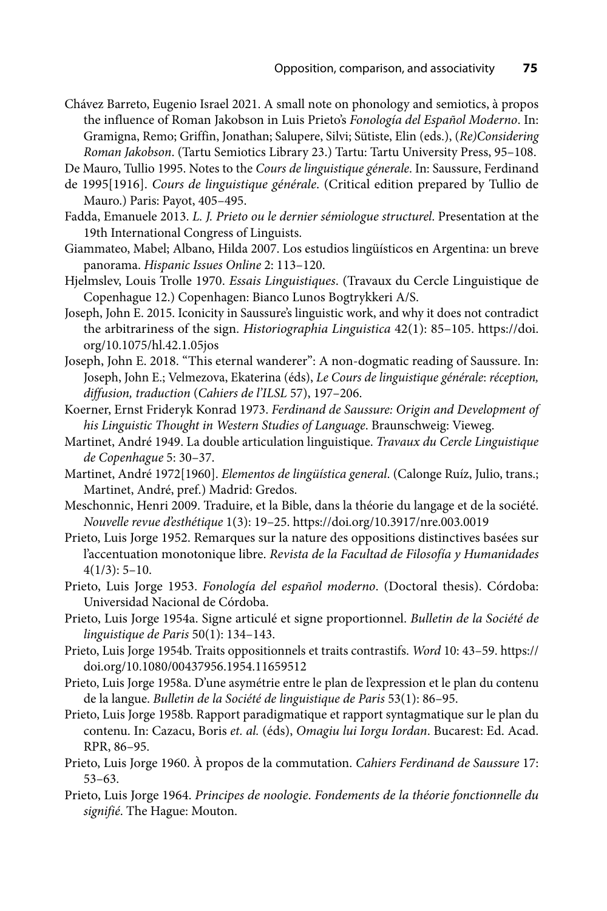Chávez Barreto, Eugenio Israel 2021. A small note on phonology and semiotics, à propos the influence of Roman Jakobson in Luis Prieto's *Fonología del Español Moderno*. In: Gramigna, Remo; Griffin, Jonathan; Salupere, Silvi; Sütiste, Elin (eds.), *(Re)Considering Roman Jakobson*. (Tartu Semiotics Library 23.) Tartu: Tartu University Press, 95–108.

De Mauro, Tullio 1995. Notes to the *Cours de linguistique génerale*. In: Saussure, Ferdinand de 1995[1916]. *Cours de linguistique générale*. (Critical edition prepared by Tullio de Mauro.) Paris: Payot, 405–495.

Fadda, Emanuele 2013. *L. J. Prieto ou le dernier sémiologue structurel*. Presentation at the 19th International Congress of Linguists.

Giammateo, Mabel; Albano, Hilda 2007. Los estudios lingüísticos en Argentina: un breve panorama. *Hispanic Issues Online* 2: 113–120.

Hjelmslev, Louis Trolle 1970. *Essais Linguistiques*. (Travaux du Cercle Linguistique de Copenhague 12.) Copenhagen: Bianco Lunos Bogtrykkeri A/S.

Joseph, John E. 2015. Iconicity in Saussure's linguistic work, and why it does not contradict the arbitrariness of the sign. *Historiographia Linguistica* 42(1): 85–105. https://doi.org/10.1075/hl.42.1.05jos

Joseph, John E. 2018. "This eternal wanderer": A non-dogmatic reading of Saussure. In: Joseph, John E.; Velmezova, Ekaterina (éds), *Le Cours de linguistique générale*: *réception, diffusion, traduction* (*Cahiers de l'ILSL* 57), 197–206.

Koerner, Ernst Frideryk Konrad 1973. *Ferdinand de Saussure: Origin and Development of his Linguistic Thought in Western Studies of Language*. Braunschweig: Vieweg.

Martinet, André 1949. La double articulation linguistique. *Travaux du Cercle Linguistique de Copenhague* 5: 30–37.

Martinet, André 1972[1960]. *Elementos de lingüística general*. (Calonge Ruíz, Julio, trans.; Martinet, André, pref.) Madrid: Gredos.

Meschonnic, Henri 2009. Traduire, et la Bible, dans la théorie du langage et de la société. *Nouvelle revue d'esthétique* 1(3): 19–25. https://doi.org/10.3917/nre.003.0019

Prieto, Luis Jorge 1952. Remarques sur la nature des oppositions distinctives basées sur l'accentuation monotonique libre. *Revista de la Facultad de Filosofía y Humanidades* 4(1/3): 5–10.

Prieto, Luis Jorge 1953. *Fonología del español moderno*. (Doctoral thesis). Córdoba: Universidad Nacional de Córdoba.

Prieto, Luis Jorge 1954a. Signe articulé et signe proportionnel. *Bulletin de la Société de linguistique de Paris* 50(1): 134–143.

Prieto, Luis Jorge 1954b. Traits oppositionnels et traits contrastifs. *Word* 10: 43–59. https://doi.org/10.1080/00437956.1954.11659512

Prieto, Luis Jorge 1958a. D'une asymétrie entre le plan de l'expression et le plan du contenu de la langue. *Bulletin de la Société de linguistique de Paris* 53(1): 86–95.

Prieto, Luis Jorge 1958b. Rapport paradigmatique et rapport syntagmatique sur le plan du contenu. In: Cazacu, Boris *et. al.* (éds), *Omagiu lui Iorgu Iordan*. Bucarest: Ed. Acad. RPR, 86–95.

Prieto, Luis Jorge 1960. À propos de la commutation. *Cahiers Ferdinand de Saussure* 17: 53–63.

Prieto, Luis Jorge 1964. *Principes de noologie*. *Fondements de la théorie fonctionnelle du signifié*. The Hague: Mouton.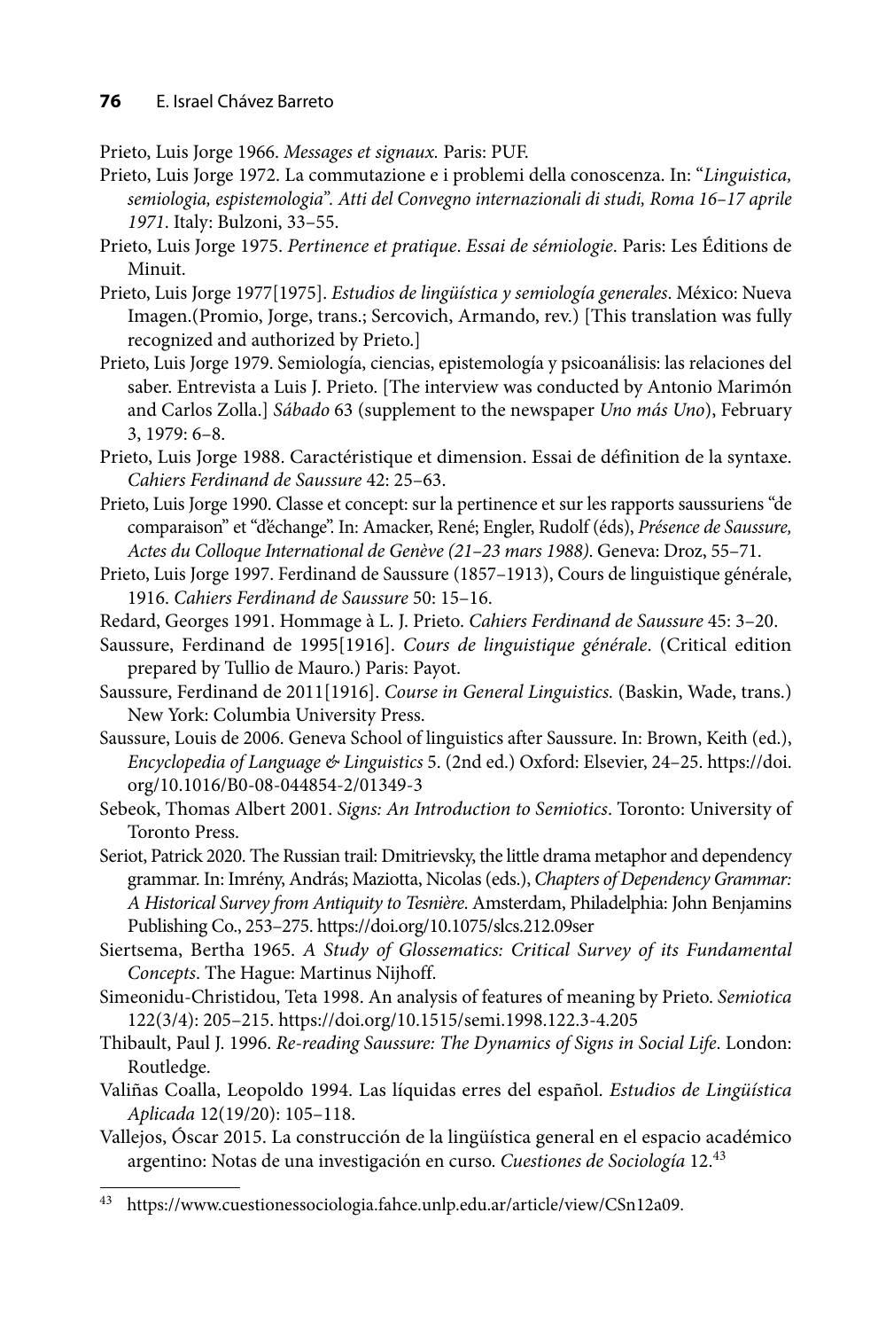Prieto, Luis Jorge 1966. *Messages et signaux.* Paris: PUF.

Prieto, Luis Jorge 1972. La commutazione e i problemi della conoscenza. In: "*Linguistica, semiologia, espistemologia*". *Atti del Convegno internazionali di studi, Roma 16–17 aprile 1971*. Italy: Bulzoni, 33–55.

Prieto, Luis Jorge 1975. *Pertinence et pratique*. *Essai de sémiologie*. Paris: Les Éditions de Minuit.

Prieto, Luis Jorge 1977[1975]. *Estudios de lingüística y semiología generales*. México: Nueva Imagen.(Promio, Jorge, trans.; Sercovich, Armando, rev.) [This translation was fully recognized and authorized by Prieto.]

Prieto, Luis Jorge 1979. Semiología, ciencias, epistemología y psicoanálisis: las relaciones del saber. Entrevista a Luis J. Prieto. [The interview was conducted by Antonio Marimón and Carlos Zolla.] *Sábado* 63 (supplement to the newspaper *Uno más Uno*), February 3, 1979: 6–8.

Prieto, Luis Jorge 1988. Caractéristique et dimension. Essai de définition de la syntaxe. *Cahiers Ferdinand de Saussure* 42: 25–63.

Prieto, Luis Jorge 1990. Classe et concept: sur la pertinence et sur les rapports saussuriens "de comparaison" et "d'échange". In: Amacker, René; Engler, Rudolf (éds), *Présence de Saussure, Actes du Colloque International de Genève (21–23 mars 1988)*. Geneva: Droz, 55–71.

Prieto, Luis Jorge 1997. Ferdinand de Saussure (1857–1913), Cours de linguistique générale, 1916. *Cahiers Ferdinand de Saussure* 50: 15–16.

Redard, Georges 1991. Hommage à L. J. Prieto. *Cahiers Ferdinand de Saussure* 45: 3–20.

Saussure, Ferdinand de 1995[1916]. *Cours de linguistique générale*. (Critical edition prepared by Tullio de Mauro.) Paris: Payot.

Saussure, Ferdinand de 2011[1916]. *Course in General Linguistics.* (Baskin, Wade, trans.) New York: Columbia University Press.

Saussure, Louis de 2006. Geneva School of linguistics after Saussure. In: Brown, Keith (ed.), *Encyclopedia of Language & Linguistics* 5. (2nd ed.) Oxford: Elsevier, 24–25. https://doi.org/10.1016/B0-08-044854-2/01349-3

Sebeok, Thomas Albert 2001. *Signs: An Introduction to Semiotics*. Toronto: University of Toronto Press.

Seriot, Patrick 2020. The Russian trail: Dmitrievsky, the little drama metaphor and dependency grammar. In: Imrény, András; Maziotta, Nicolas (eds.), *Chapters of Dependency Grammar: A Historical Survey from Antiquity to Tesnière*. Amsterdam, Philadelphia: John Benjamins Publishing Co., 253–275. https://doi.org/10.1075/slcs.212.09ser

Siertsema, Bertha 1965. *A Study of Glossematics: Critical Survey of its Fundamental Concepts*. The Hague: Martinus Nijhoff.

Simeonidu-Christidou, Teta 1998. An analysis of features of meaning by Prieto. *Semiotica* 122(3/4): 205–215. https://doi.org/10.1515/semi.1998.122.3-4.205

Thibault, Paul J. 1996. *Re-reading Saussure: The Dynamics of Signs in Social Life*. London: Routledge.

Valiñas Coalla, Leopoldo 1994. Las líquidas erres del español. *Estudios de Lingüística Aplicada* 12(19/20): 105–118.

Vallejos, Óscar 2015. La construcción de la lingüística general en el espacio académico argentino: Notas de una investigación en curso. *Cuestiones de Sociología* 12.[43]

[43] https://www.cuestionessociologia.fahce.unlp.edu.ar/article/view/CSn12a09.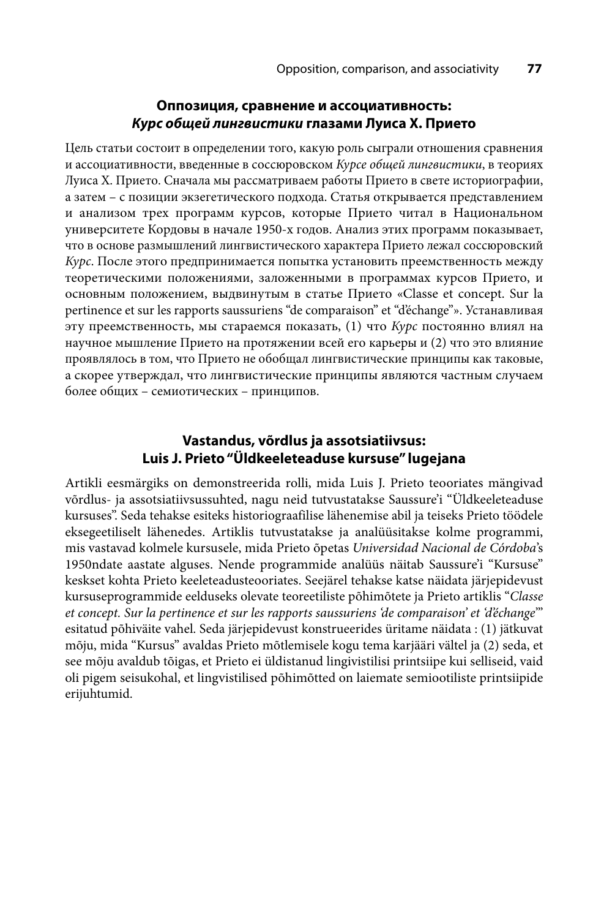## Оппозиция, сравнение и ассоциативность: *Курс общей лингвистики* глазами Луиса Х. Прието

Цель статьи состоит в определении того, какую роль сыграли отношения сравнения и ассоциативности, введенные в соссюровском *Курсе общей лингвистики*, в теориях Луиса Х. Прието. Сначала мы рассматриваем работы Прието в свете историографии, а затем – с позиции экзегетического подхода. Статья открывается представлением и анализом трех программ курсов, которые Прието читал в Национальном университете Кордовы в начале 1950-х годов. Анализ этих программ показывает, что в основе размышлений лингвистического характера Прието лежал соссюровский *Курс*. После этого предпринимается попытка установить преемственность между теоретическими положениями, заложенными в программах курсов Прието, и основным положением, выдвинутым в статье Прието «Classe et concept. Sur la pertinence et sur les rapports saussuriens "de comparaison" et "d'échange"». Устанавливая эту преемственность, мы стараемся показать, (1) что *Курс* постоянно влиял на научное мышление Прието на протяжении всей его карьеры и (2) что это влияние проявлялось в том, что Прието не обобщал лингвистические принципы как таковые, а скорее утверждал, что лингвистические принципы являются частным случаем более общих – семиотических – принципов.

## Vastandus, võrdlus ja assotsiatiivsus: Luis J. Prieto "Üldkeeleteaduse kursuse" lugejana

Artikli eesmärgiks on demonstreerida rolli, mida Luis J. Prieto teooriates mängivad võrdlus- ja assotsiatiivsussuhted, nagu neid tutvustatakse Saussure'i "Üldkeeleteaduse kursuses". Seda tehakse esiteks historiograafilise lähenemise abil ja teiseks Prieto töödele eksegeetiliselt lähenedes. Artiklis tutvustatakse ja analüüsitakse kolme programmi, mis vastavad kolmele kursusele, mida Prieto õpetas *Universidad Nacional de Córdoba*'s 1950ndate aastate alguses. Nende programmide analüüs näitab Saussure'i "Kursuse" keskset kohta Prieto keeleteadusteooriates. Seejärel tehakse katse näidata järjepidevust kursuseprogrammide eelduseks olevate teoreetiliste põhimõtete ja Prieto artiklis "*Classe et concept. Sur la pertinence et sur les rapports saussuriens 'de comparaison' et 'd'échange'*" esitatud põhiväite vahel. Seda järjepidevust konstrueerides üritame näidata : (1) jätkuvat mõju, mida "Kursus" avaldas Prieto mõtlemisele kogu tema karjääri vältel ja (2) seda, et see mõju avaldub tõigas, et Prieto ei üldistanud lingivistilisi printsiipe kui selliseid, vaid oli pigem seisukohal, et lingvistilised põhimõtted on laiemate semiootiliste printsiipide erijuhtumid.